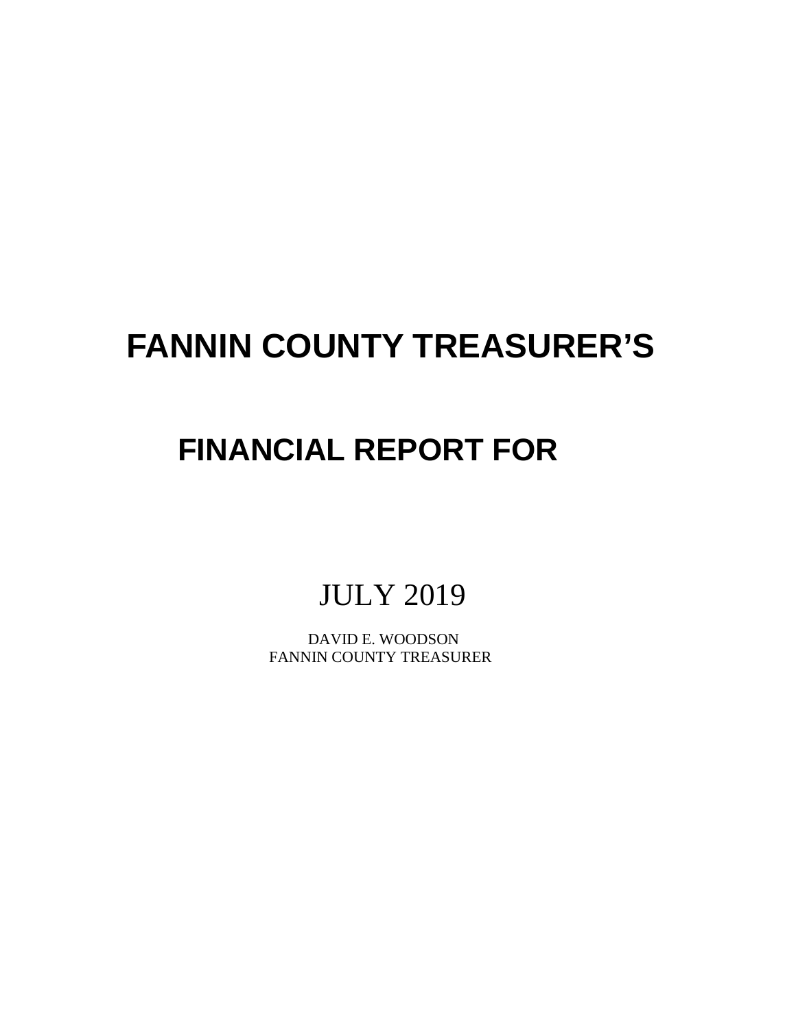# FANNIN COUNTY TREASURER'S

## FINANCIAL REPORT FOR

JULY 2019

DAVID E. WOODSON
FANNIN COUNTY TREASURER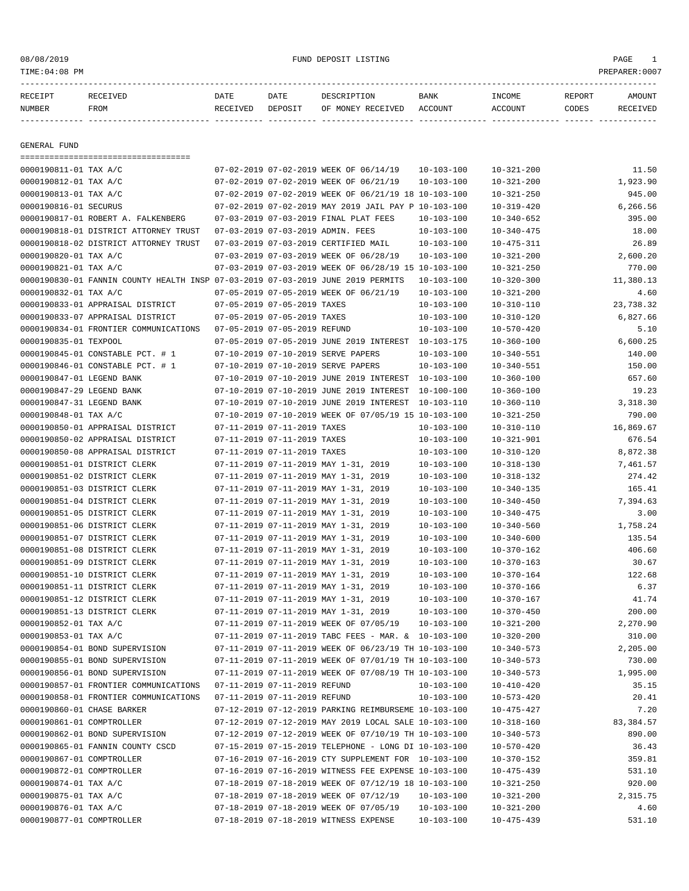08/08/2019 FUND DEPOSIT LISTING
TIME:04:08 PM PREPARER:0007

| RECEIPT NUMBER | RECEIVED FROM | DATE RECEIVED | DATE DEPOSIT | DESCRIPTION OF MONEY RECEIVED | BANK ACCOUNT | INCOME ACCOUNT | REPORT CODES | AMOUNT RECEIVED |
|---|---|---|---|---|---|---|---|---|

## GENERAL FUND

| RECEIPT NUMBER | RECEIVED FROM | DATE RECEIVED | DATE DEPOSIT | DESCRIPTION OF MONEY RECEIVED | BANK ACCOUNT | INCOME ACCOUNT | REPORT CODES | AMOUNT RECEIVED |
|---|---|---|---|---|---|---|---|---|
| 0000190811-01 | TAX A/C | 07-02-2019 | 07-02-2019 | WEEK OF 06/14/19 | 10-103-100 | 10-321-200 | | 11.50 |
| 0000190812-01 | TAX A/C | 07-02-2019 | 07-02-2019 | WEEK OF 06/21/19 | 10-103-100 | 10-321-200 | | 1,923.90 |
| 0000190813-01 | TAX A/C | 07-02-2019 | 07-02-2019 | WEEK OF 06/21/19 18 | 10-103-100 | 10-321-250 | | 945.00 |
| 0000190816-01 | SECURUS | 07-02-2019 | 07-02-2019 | MAY 2019 JAIL PAY P | 10-103-100 | 10-319-420 | | 6,266.56 |
| 0000190817-01 | ROBERT A. FALKENBERG | 07-03-2019 | 07-03-2019 | FINAL PLAT FEES | 10-103-100 | 10-340-652 | | 395.00 |
| 0000190818-01 | DISTRICT ATTORNEY TRUST | 07-03-2019 | 07-03-2019 | ADMIN. FEES | 10-103-100 | 10-340-475 | | 18.00 |
| 0000190818-02 | DISTRICT ATTORNEY TRUST | 07-03-2019 | 07-03-2019 | CERTIFIED MAIL | 10-103-100 | 10-475-311 | | 26.89 |
| 0000190820-01 | TAX A/C | 07-03-2019 | 07-03-2019 | WEEK OF 06/28/19 | 10-103-100 | 10-321-200 | | 2,600.20 |
| 0000190821-01 | TAX A/C | 07-03-2019 | 07-03-2019 | WEEK OF 06/28/19 15 | 10-103-100 | 10-321-250 | | 770.00 |
| 0000190830-01 | FANNIN COUNTY HEALTH INSP | 07-03-2019 | 07-03-2019 | JUNE 2019 PERMITS | 10-103-100 | 10-320-300 | | 11,380.13 |
| 0000190832-01 | TAX A/C | 07-05-2019 | 07-05-2019 | WEEK OF 06/21/19 | 10-103-100 | 10-321-200 | | 4.60 |
| 0000190833-01 | APPRAISAL DISTRICT | 07-05-2019 | 07-05-2019 | TAXES | 10-103-100 | 10-310-110 | | 23,738.32 |
| 0000190833-07 | APPRAISAL DISTRICT | 07-05-2019 | 07-05-2019 | TAXES | 10-103-100 | 10-310-120 | | 6,827.66 |
| 0000190834-01 | FRONTIER COMMUNICATIONS | 07-05-2019 | 07-05-2019 | REFUND | 10-103-100 | 10-570-420 | | 5.10 |
| 0000190835-01 | TEXPOOL | 07-05-2019 | 07-05-2019 | JUNE 2019 INTEREST | 10-103-175 | 10-360-100 | | 6,600.25 |
| 0000190845-01 | CONSTABLE PCT. # 1 | 07-10-2019 | 07-10-2019 | SERVE PAPERS | 10-103-100 | 10-340-551 | | 140.00 |
| 0000190846-01 | CONSTABLE PCT. # 1 | 07-10-2019 | 07-10-2019 | SERVE PAPERS | 10-103-100 | 10-340-551 | | 150.00 |
| 0000190847-01 | LEGEND BANK | 07-10-2019 | 07-10-2019 | JUNE 2019 INTEREST | 10-103-100 | 10-360-100 | | 657.60 |
| 0000190847-29 | LEGEND BANK | 07-10-2019 | 07-10-2019 | JUNE 2019 INTEREST | 10-100-100 | 10-360-100 | | 19.23 |
| 0000190847-31 | LEGEND BANK | 07-10-2019 | 07-10-2019 | JUNE 2019 INTEREST | 10-103-110 | 10-360-110 | | 3,318.30 |
| 0000190848-01 | TAX A/C | 07-10-2019 | 07-10-2019 | WEEK OF 07/05/19 15 | 10-103-100 | 10-321-250 | | 790.00 |
| 0000190850-01 | APPRAISAL DISTRICT | 07-11-2019 | 07-11-2019 | TAXES | 10-103-100 | 10-310-110 | | 16,869.67 |
| 0000190850-02 | APPRAISAL DISTRICT | 07-11-2019 | 07-11-2019 | TAXES | 10-103-100 | 10-321-901 | | 676.54 |
| 0000190850-08 | APPRAISAL DISTRICT | 07-11-2019 | 07-11-2019 | TAXES | 10-103-100 | 10-310-120 | | 8,872.38 |
| 0000190851-01 | DISTRICT CLERK | 07-11-2019 | 07-11-2019 | MAY 1-31, 2019 | 10-103-100 | 10-318-130 | | 7,461.57 |
| 0000190851-02 | DISTRICT CLERK | 07-11-2019 | 07-11-2019 | MAY 1-31, 2019 | 10-103-100 | 10-318-132 | | 274.42 |
| 0000190851-03 | DISTRICT CLERK | 07-11-2019 | 07-11-2019 | MAY 1-31, 2019 | 10-103-100 | 10-340-135 | | 165.41 |
| 0000190851-04 | DISTRICT CLERK | 07-11-2019 | 07-11-2019 | MAY 1-31, 2019 | 10-103-100 | 10-340-450 | | 7,394.63 |
| 0000190851-05 | DISTRICT CLERK | 07-11-2019 | 07-11-2019 | MAY 1-31, 2019 | 10-103-100 | 10-340-475 | | 3.00 |
| 0000190851-06 | DISTRICT CLERK | 07-11-2019 | 07-11-2019 | MAY 1-31, 2019 | 10-103-100 | 10-340-560 | | 1,758.24 |
| 0000190851-07 | DISTRICT CLERK | 07-11-2019 | 07-11-2019 | MAY 1-31, 2019 | 10-103-100 | 10-340-600 | | 135.54 |
| 0000190851-08 | DISTRICT CLERK | 07-11-2019 | 07-11-2019 | MAY 1-31, 2019 | 10-103-100 | 10-370-162 | | 406.60 |
| 0000190851-09 | DISTRICT CLERK | 07-11-2019 | 07-11-2019 | MAY 1-31, 2019 | 10-103-100 | 10-370-163 | | 30.67 |
| 0000190851-10 | DISTRICT CLERK | 07-11-2019 | 07-11-2019 | MAY 1-31, 2019 | 10-103-100 | 10-370-164 | | 122.68 |
| 0000190851-11 | DISTRICT CLERK | 07-11-2019 | 07-11-2019 | MAY 1-31, 2019 | 10-103-100 | 10-370-166 | | 6.37 |
| 0000190851-12 | DISTRICT CLERK | 07-11-2019 | 07-11-2019 | MAY 1-31, 2019 | 10-103-100 | 10-370-167 | | 41.74 |
| 0000190851-13 | DISTRICT CLERK | 07-11-2019 | 07-11-2019 | MAY 1-31, 2019 | 10-103-100 | 10-370-450 | | 200.00 |
| 0000190852-01 | TAX A/C | 07-11-2019 | 07-11-2019 | WEEK OF 07/05/19 | 10-103-100 | 10-321-200 | | 2,270.90 |
| 0000190853-01 | TAX A/C | 07-11-2019 | 07-11-2019 | TABC FEES - MAR. & | 10-103-100 | 10-320-200 | | 310.00 |
| 0000190854-01 | BOND SUPERVISION | 07-11-2019 | 07-11-2019 | WEEK OF 06/23/19 TH | 10-103-100 | 10-340-573 | | 2,205.00 |
| 0000190855-01 | BOND SUPERVISION | 07-11-2019 | 07-11-2019 | WEEK OF 07/01/19 TH | 10-103-100 | 10-340-573 | | 730.00 |
| 0000190856-01 | BOND SUPERVISION | 07-11-2019 | 07-11-2019 | WEEK OF 07/08/19 TH | 10-103-100 | 10-340-573 | | 1,995.00 |
| 0000190857-01 | FRONTIER COMMUNICATIONS | 07-11-2019 | 07-11-2019 | REFUND | 10-103-100 | 10-410-420 | | 35.15 |
| 0000190858-01 | FRONTIER COMMUNICATIONS | 07-11-2019 | 07-11-2019 | REFUND | 10-103-100 | 10-573-420 | | 20.41 |
| 0000190860-01 | CHASE BARKER | 07-12-2019 | 07-12-2019 | PARKING REIMBURSEME | 10-103-100 | 10-475-427 | | 7.20 |
| 0000190861-01 | COMPTROLLER | 07-12-2019 | 07-12-2019 | MAY 2019 LOCAL SALE | 10-103-100 | 10-318-160 | | 83,384.57 |
| 0000190862-01 | BOND SUPERVISION | 07-12-2019 | 07-12-2019 | WEEK OF 07/10/19 TH | 10-103-100 | 10-340-573 | | 890.00 |
| 0000190865-01 | FANNIN COUNTY CSCD | 07-15-2019 | 07-15-2019 | TELEPHONE - LONG DI | 10-103-100 | 10-570-420 | | 36.43 |
| 0000190867-01 | COMPTROLLER | 07-16-2019 | 07-16-2019 | CTY SUPPLEMENT FOR | 10-103-100 | 10-370-152 | | 359.81 |
| 0000190872-01 | COMPTROLLER | 07-16-2019 | 07-16-2019 | WITNESS FEE EXPENSE | 10-103-100 | 10-475-439 | | 531.10 |
| 0000190874-01 | TAX A/C | 07-18-2019 | 07-18-2019 | WEEK OF 07/12/19 18 | 10-103-100 | 10-321-250 | | 920.00 |
| 0000190875-01 | TAX A/C | 07-18-2019 | 07-18-2019 | WEEK OF 07/12/19 | 10-103-100 | 10-321-200 | | 2,315.75 |
| 0000190876-01 | TAX A/C | 07-18-2019 | 07-18-2019 | WEEK OF 07/05/19 | 10-103-100 | 10-321-200 | | 4.60 |
| 0000190877-01 | COMPTROLLER | 07-18-2019 | 07-18-2019 | WITNESS EXPENSE | 10-103-100 | 10-475-439 | | 531.10 |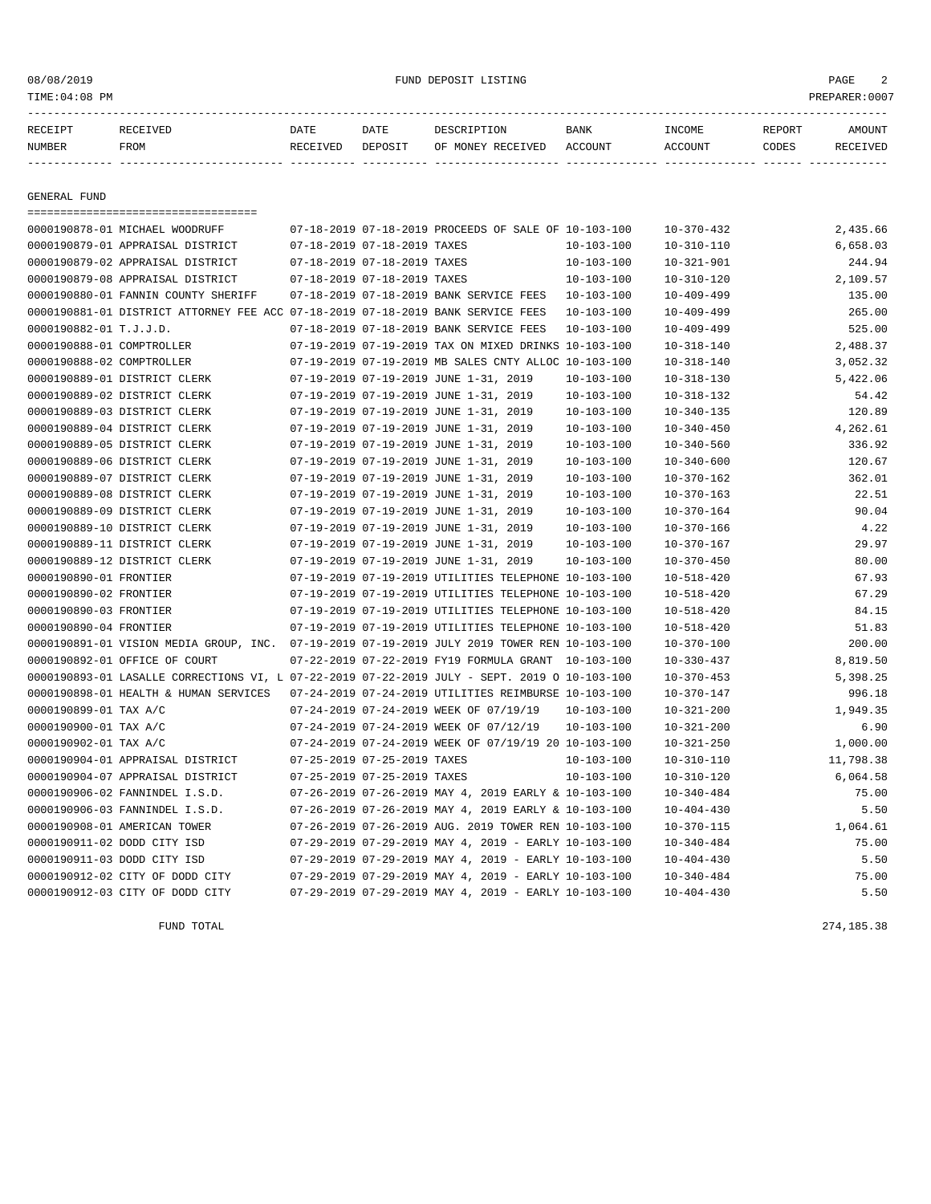FUND DEPOSIT LISTING

| RECEIPT NUMBER | RECEIVED FROM | DATE RECEIVED | DATE DEPOSIT | DESCRIPTION OF MONEY RECEIVED | BANK ACCOUNT | INCOME ACCOUNT | REPORT CODES | AMOUNT RECEIVED |
|---|---|---|---|---|---|---|---|---|
| **GENERAL FUND** | | | | | | | | |
| 0000190878-01 | MICHAEL WOODRUFF | 07-18-2019 | 07-18-2019 | PROCEEDS OF SALE OF | 10-103-100 | 10-370-432 | | 2,435.66 |
| 0000190879-01 | APPRAISAL DISTRICT | 07-18-2019 | 07-18-2019 | TAXES | 10-103-100 | 10-310-110 | | 6,658.03 |
| 0000190879-02 | APPRAISAL DISTRICT | 07-18-2019 | 07-18-2019 | TAXES | 10-103-100 | 10-321-901 | | 244.94 |
| 0000190879-08 | APPRAISAL DISTRICT | 07-18-2019 | 07-18-2019 | TAXES | 10-103-100 | 10-310-120 | | 2,109.57 |
| 0000190880-01 | FANNIN COUNTY SHERIFF | 07-18-2019 | 07-18-2019 | BANK SERVICE FEES | 10-103-100 | 10-409-499 | | 135.00 |
| 0000190881-01 | DISTRICT ATTORNEY FEE ACC | 07-18-2019 | 07-18-2019 | BANK SERVICE FEES | 10-103-100 | 10-409-499 | | 265.00 |
| 0000190882-01 | T.J.J.D. | 07-18-2019 | 07-18-2019 | BANK SERVICE FEES | 10-103-100 | 10-409-499 | | 525.00 |
| 0000190888-01 | COMPTROLLER | 07-19-2019 | 07-19-2019 | TAX ON MIXED DRINKS | 10-103-100 | 10-318-140 | | 2,488.37 |
| 0000190888-02 | COMPTROLLER | 07-19-2019 | 07-19-2019 | MB SALES CNTY ALLOC | 10-103-100 | 10-318-140 | | 3,052.32 |
| 0000190889-01 | DISTRICT CLERK | 07-19-2019 | 07-19-2019 | JUNE 1-31, 2019 | 10-103-100 | 10-318-130 | | 5,422.06 |
| 0000190889-02 | DISTRICT CLERK | 07-19-2019 | 07-19-2019 | JUNE 1-31, 2019 | 10-103-100 | 10-318-132 | | 54.42 |
| 0000190889-03 | DISTRICT CLERK | 07-19-2019 | 07-19-2019 | JUNE 1-31, 2019 | 10-103-100 | 10-340-135 | | 120.89 |
| 0000190889-04 | DISTRICT CLERK | 07-19-2019 | 07-19-2019 | JUNE 1-31, 2019 | 10-103-100 | 10-340-450 | | 4,262.61 |
| 0000190889-05 | DISTRICT CLERK | 07-19-2019 | 07-19-2019 | JUNE 1-31, 2019 | 10-103-100 | 10-340-560 | | 336.92 |
| 0000190889-06 | DISTRICT CLERK | 07-19-2019 | 07-19-2019 | JUNE 1-31, 2019 | 10-103-100 | 10-340-600 | | 120.67 |
| 0000190889-07 | DISTRICT CLERK | 07-19-2019 | 07-19-2019 | JUNE 1-31, 2019 | 10-103-100 | 10-370-162 | | 362.01 |
| 0000190889-08 | DISTRICT CLERK | 07-19-2019 | 07-19-2019 | JUNE 1-31, 2019 | 10-103-100 | 10-370-163 | | 22.51 |
| 0000190889-09 | DISTRICT CLERK | 07-19-2019 | 07-19-2019 | JUNE 1-31, 2019 | 10-103-100 | 10-370-164 | | 90.04 |
| 0000190889-10 | DISTRICT CLERK | 07-19-2019 | 07-19-2019 | JUNE 1-31, 2019 | 10-103-100 | 10-370-166 | | 4.22 |
| 0000190889-11 | DISTRICT CLERK | 07-19-2019 | 07-19-2019 | JUNE 1-31, 2019 | 10-103-100 | 10-370-167 | | 29.97 |
| 0000190889-12 | DISTRICT CLERK | 07-19-2019 | 07-19-2019 | JUNE 1-31, 2019 | 10-103-100 | 10-370-450 | | 80.00 |
| 0000190890-01 | FRONTIER | 07-19-2019 | 07-19-2019 | UTILITIES TELEPHONE | 10-103-100 | 10-518-420 | | 67.93 |
| 0000190890-02 | FRONTIER | 07-19-2019 | 07-19-2019 | UTILITIES TELEPHONE | 10-103-100 | 10-518-420 | | 67.29 |
| 0000190890-03 | FRONTIER | 07-19-2019 | 07-19-2019 | UTILITIES TELEPHONE | 10-103-100 | 10-518-420 | | 84.15 |
| 0000190890-04 | FRONTIER | 07-19-2019 | 07-19-2019 | UTILITIES TELEPHONE | 10-103-100 | 10-518-420 | | 51.83 |
| 0000190891-01 | VISION MEDIA GROUP, INC. | 07-19-2019 | 07-19-2019 | JULY 2019 TOWER REN | 10-103-100 | 10-370-100 | | 200.00 |
| 0000190892-01 | OFFICE OF COURT | 07-22-2019 | 07-22-2019 | FY19 FORMULA GRANT | 10-103-100 | 10-330-437 | | 8,819.50 |
| 0000190893-01 | LASALLE CORRECTIONS VI, L | 07-22-2019 | 07-22-2019 | JULY - SEPT. 2019 O | 10-103-100 | 10-370-453 | | 5,398.25 |
| 0000190898-01 | HEALTH & HUMAN SERVICES | 07-24-2019 | 07-24-2019 | UTILITIES REIMBURSE | 10-103-100 | 10-370-147 | | 996.18 |
| 0000190899-01 | TAX A/C | 07-24-2019 | 07-24-2019 | WEEK OF 07/19/19 | 10-103-100 | 10-321-200 | | 1,949.35 |
| 0000190900-01 | TAX A/C | 07-24-2019 | 07-24-2019 | WEEK OF 07/12/19 | 10-103-100 | 10-321-200 | | 6.90 |
| 0000190902-01 | TAX A/C | 07-24-2019 | 07-24-2019 | WEEK OF 07/19/19 20 | 10-103-100 | 10-321-250 | | 1,000.00 |
| 0000190904-01 | APPRAISAL DISTRICT | 07-25-2019 | 07-25-2019 | TAXES | 10-103-100 | 10-310-110 | | 11,798.38 |
| 0000190904-07 | APPRAISAL DISTRICT | 07-25-2019 | 07-25-2019 | TAXES | 10-103-100 | 10-310-120 | | 6,064.58 |
| 0000190906-02 | FANNINDEL I.S.D. | 07-26-2019 | 07-26-2019 | MAY 4, 2019 EARLY & | 10-103-100 | 10-340-484 | | 75.00 |
| 0000190906-03 | FANNINDEL I.S.D. | 07-26-2019 | 07-26-2019 | MAY 4, 2019 EARLY & | 10-103-100 | 10-404-430 | | 5.50 |
| 0000190908-01 | AMERICAN TOWER | 07-26-2019 | 07-26-2019 | AUG. 2019 TOWER REN | 10-103-100 | 10-370-115 | | 1,064.61 |
| 0000190911-02 | DODD CITY ISD | 07-29-2019 | 07-29-2019 | MAY 4, 2019 - EARLY | 10-103-100 | 10-340-484 | | 75.00 |
| 0000190911-03 | DODD CITY ISD | 07-29-2019 | 07-29-2019 | MAY 4, 2019 - EARLY | 10-103-100 | 10-404-430 | | 5.50 |
| 0000190912-02 | CITY OF DODD CITY | 07-29-2019 | 07-29-2019 | MAY 4, 2019 - EARLY | 10-103-100 | 10-340-484 | | 75.00 |
| 0000190912-03 | CITY OF DODD CITY | 07-29-2019 | 07-29-2019 | MAY 4, 2019 - EARLY | 10-103-100 | 10-404-430 | | 5.50 |
| | FUND TOTAL | | | | | | | 274,185.38 |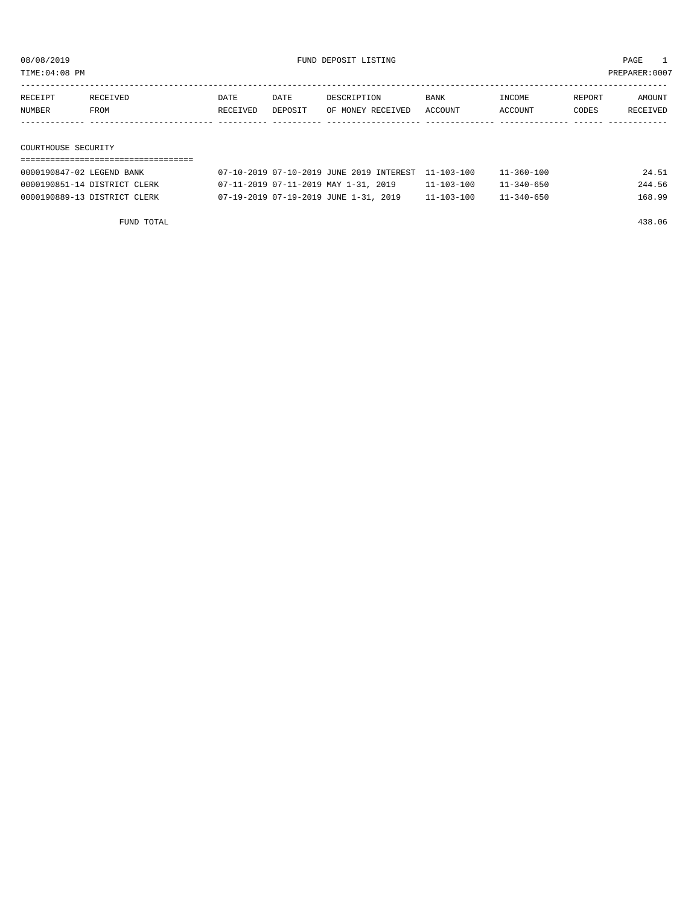08/08/2019 FUND DEPOSIT LISTING PAGE 1

TIME:04:08 PM PREPARER:0007

| RECEIPT NUMBER | RECEIVED FROM | DATE RECEIVED | DATE DEPOSIT | DESCRIPTION OF MONEY RECEIVED | BANK ACCOUNT | INCOME ACCOUNT | REPORT CODES | AMOUNT RECEIVED |
|---|---|---|---|---|---|---|---|---|

## COURTHOUSE SECURITY

| RECEIPT NUMBER | RECEIVED FROM | DATE RECEIVED | DATE DEPOSIT | DESCRIPTION OF MONEY RECEIVED | BANK ACCOUNT | INCOME ACCOUNT | REPORT CODES | AMOUNT RECEIVED |
|---|---|---|---|---|---|---|---|---|
| 0000190847-02 | LEGEND BANK | 07-10-2019 | 07-10-2019 | JUNE 2019 INTEREST | 11-103-100 | 11-360-100 | | 24.51 |
| 0000190851-14 | DISTRICT CLERK | 07-11-2019 | 07-11-2019 | MAY 1-31, 2019 | 11-103-100 | 11-340-650 | | 244.56 |
| 0000190889-13 | DISTRICT CLERK | 07-19-2019 | 07-19-2019 | JUNE 1-31, 2019 | 11-103-100 | 11-340-650 | | 168.99 |
| | FUND TOTAL | | | | | | | 438.06 |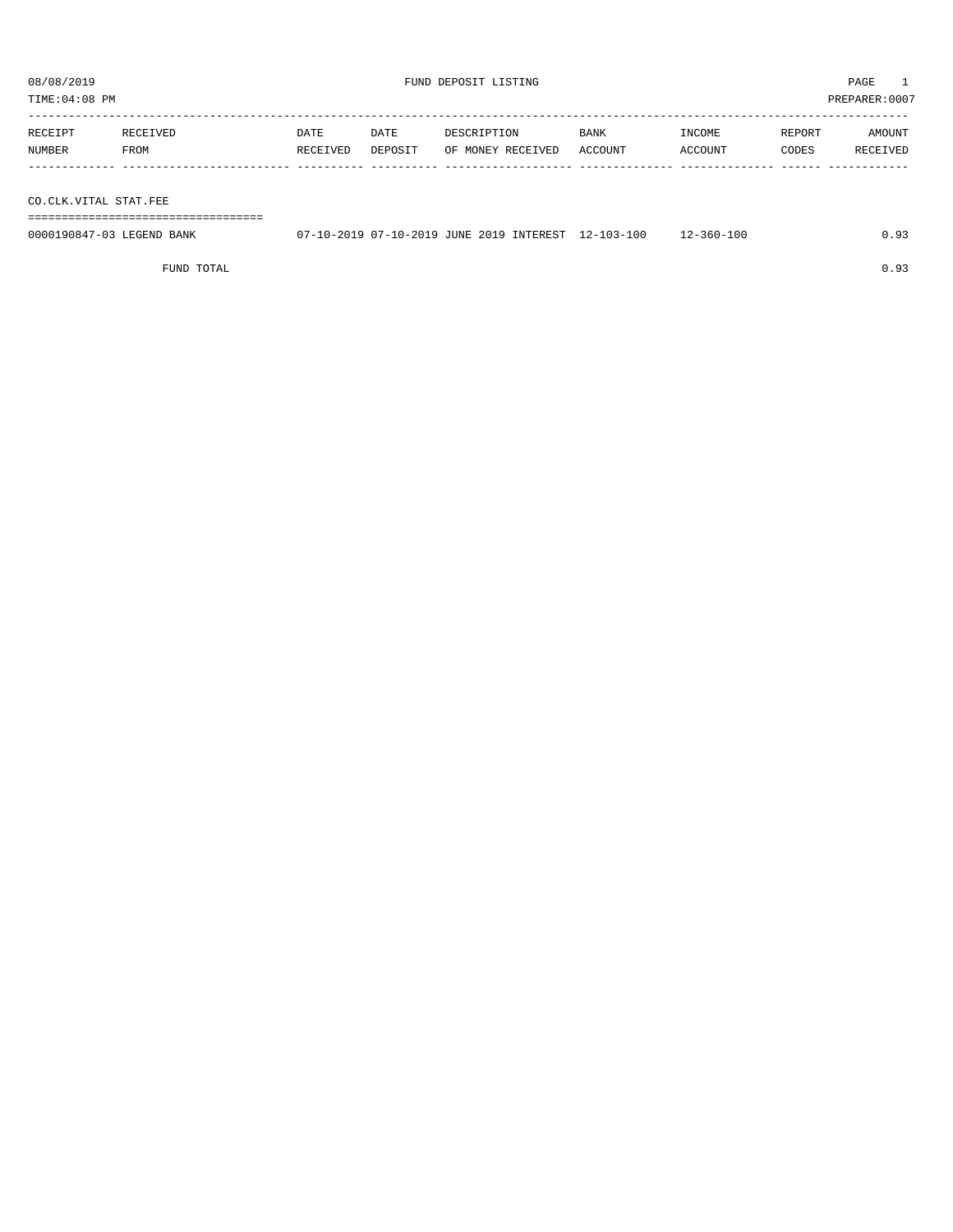08/08/2019 FUND DEPOSIT LISTING PAGE 1

TIME:04:08 PM PREPARER:0007

| RECEIPT NUMBER | RECEIVED FROM | DATE RECEIVED | DATE DEPOSIT | DESCRIPTION OF MONEY RECEIVED | BANK ACCOUNT | INCOME ACCOUNT | REPORT CODES | AMOUNT RECEIVED |
|---|---|---|---|---|---|---|---|---|
| **CO.CLK.VITAL STAT.FEE** | | | | | | | | |
| 0000190847-03 | LEGEND BANK | 07-10-2019 | 07-10-2019 | JUNE 2019 INTEREST | 12-103-100 | 12-360-100 | | 0.93 |
| | FUND TOTAL | | | | | | | 0.93 |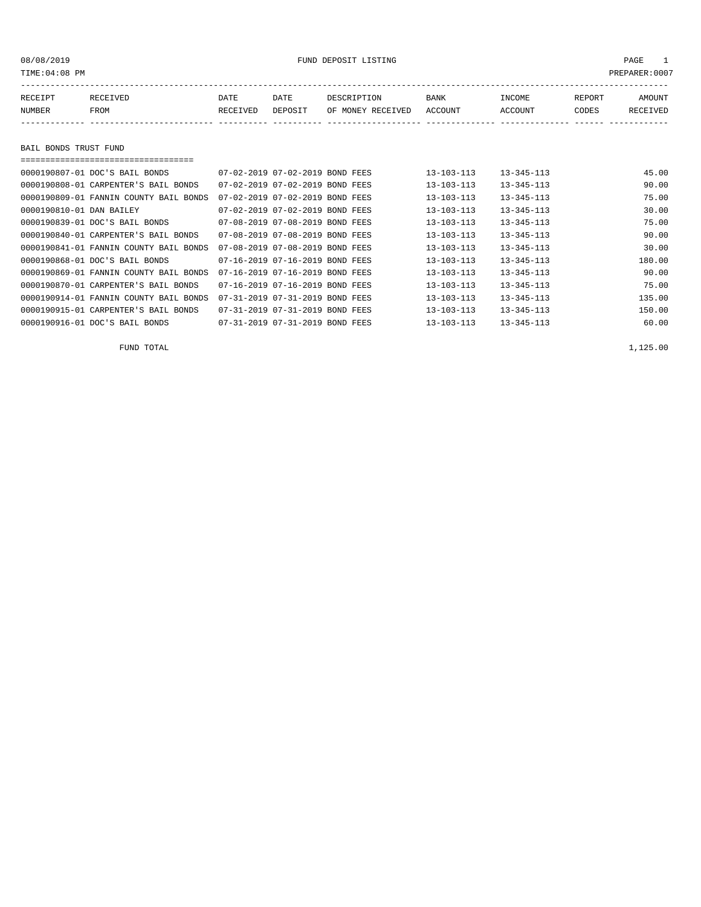08/08/2019 FUND DEPOSIT LISTING

TIME:04:08 PM PREPARER:0007

| RECEIPT NUMBER | RECEIVED FROM | DATE RECEIVED | DATE DEPOSIT | DESCRIPTION OF MONEY RECEIVED | BANK ACCOUNT | INCOME ACCOUNT | REPORT CODES | AMOUNT RECEIVED |
|---|---|---|---|---|---|---|---|---|

## BAIL BONDS TRUST FUND

| RECEIPT NUMBER | RECEIVED FROM | DATE RECEIVED | DATE DEPOSIT | DESCRIPTION OF MONEY RECEIVED | BANK ACCOUNT | INCOME ACCOUNT | REPORT CODES | AMOUNT RECEIVED |
|---|---|---|---|---|---|---|---|---|
| 0000190807-01 | DOC'S BAIL BONDS | 07-02-2019 | 07-02-2019 | BOND FEES | 13-103-113 | 13-345-113 | | 45.00 |
| 0000190808-01 | CARPENTER'S BAIL BONDS | 07-02-2019 | 07-02-2019 | BOND FEES | 13-103-113 | 13-345-113 | | 90.00 |
| 0000190809-01 | FANNIN COUNTY BAIL BONDS | 07-02-2019 | 07-02-2019 | BOND FEES | 13-103-113 | 13-345-113 | | 75.00 |
| 0000190810-01 | DAN BAILEY | 07-02-2019 | 07-02-2019 | BOND FEES | 13-103-113 | 13-345-113 | | 30.00 |
| 0000190839-01 | DOC'S BAIL BONDS | 07-08-2019 | 07-08-2019 | BOND FEES | 13-103-113 | 13-345-113 | | 75.00 |
| 0000190840-01 | CARPENTER'S BAIL BONDS | 07-08-2019 | 07-08-2019 | BOND FEES | 13-103-113 | 13-345-113 | | 90.00 |
| 0000190841-01 | FANNIN COUNTY BAIL BONDS | 07-08-2019 | 07-08-2019 | BOND FEES | 13-103-113 | 13-345-113 | | 30.00 |
| 0000190868-01 | DOC'S BAIL BONDS | 07-16-2019 | 07-16-2019 | BOND FEES | 13-103-113 | 13-345-113 | | 180.00 |
| 0000190869-01 | FANNIN COUNTY BAIL BONDS | 07-16-2019 | 07-16-2019 | BOND FEES | 13-103-113 | 13-345-113 | | 90.00 |
| 0000190870-01 | CARPENTER'S BAIL BONDS | 07-16-2019 | 07-16-2019 | BOND FEES | 13-103-113 | 13-345-113 | | 75.00 |
| 0000190914-01 | FANNIN COUNTY BAIL BONDS | 07-31-2019 | 07-31-2019 | BOND FEES | 13-103-113 | 13-345-113 | | 135.00 |
| 0000190915-01 | CARPENTER'S BAIL BONDS | 07-31-2019 | 07-31-2019 | BOND FEES | 13-103-113 | 13-345-113 | | 150.00 |
| 0000190916-01 | DOC'S BAIL BONDS | 07-31-2019 | 07-31-2019 | BOND FEES | 13-103-113 | 13-345-113 | | 60.00 |
| | FUND TOTAL | | | | | | | 1,125.00 |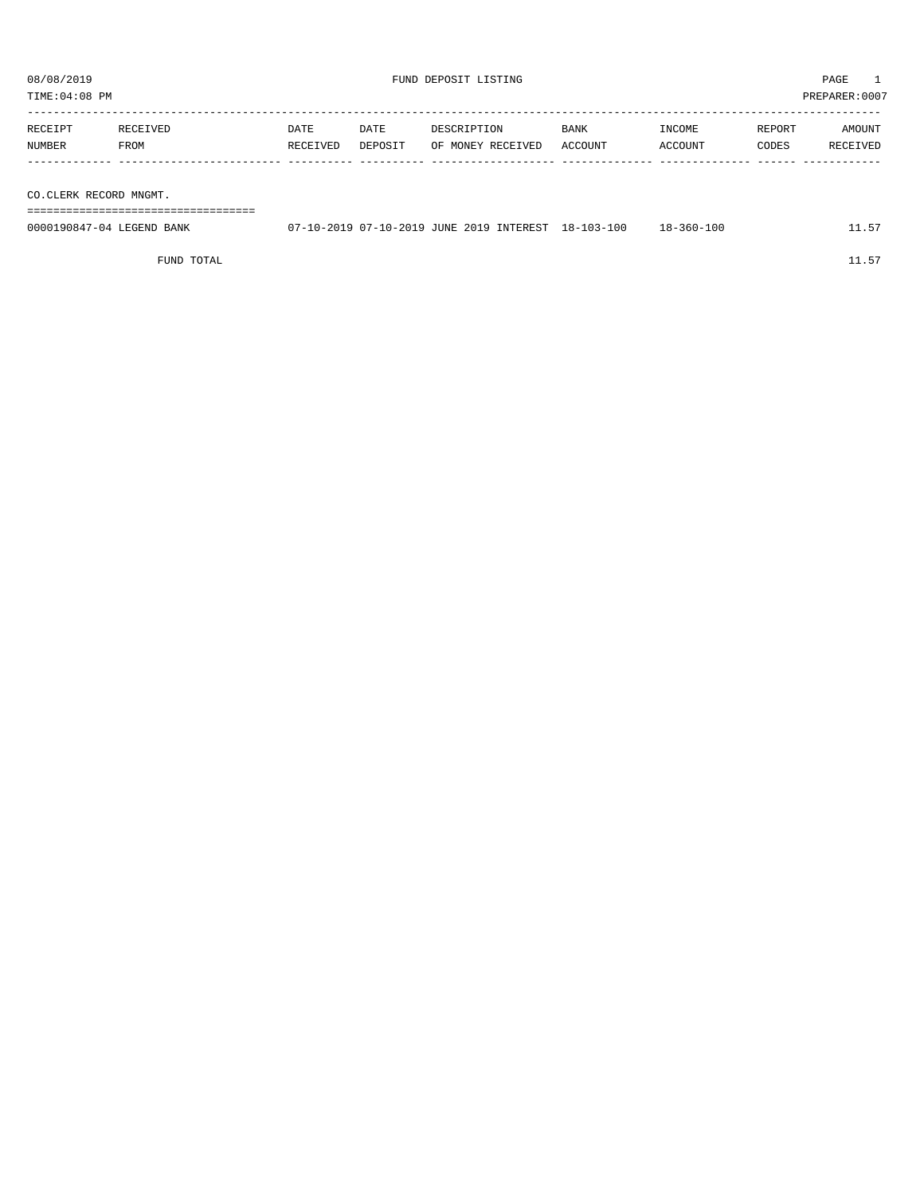# FUND DEPOSIT LISTING

08/08/2019
TIME:04:08 PM
PREPARER:0007

| RECEIPT NUMBER | RECEIVED FROM | DATE RECEIVED | DATE DEPOSIT | DESCRIPTION OF MONEY RECEIVED | BANK ACCOUNT | INCOME ACCOUNT | REPORT CODES | AMOUNT RECEIVED |
|---|---|---|---|---|---|---|---|---|
| **CO.CLERK RECORD MNGMT.** | | | | | | | | |
| 0000190847-04 | LEGEND BANK | 07-10-2019 | 07-10-2019 | JUNE 2019 INTEREST | 18-103-100 | 18-360-100 | | 11.57 |
| | FUND TOTAL | | | | | | | 11.57 |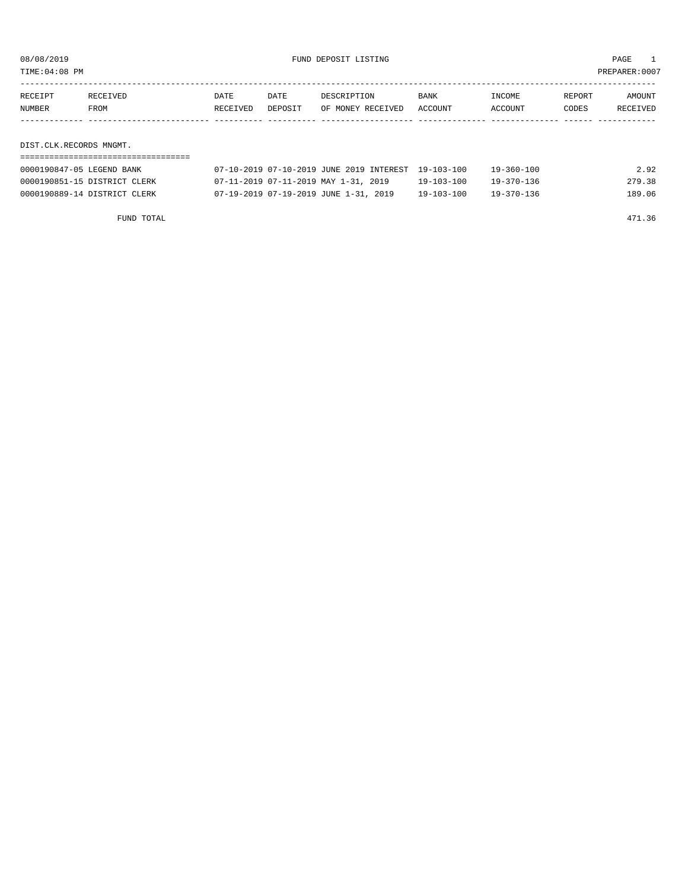08/08/2019 FUND DEPOSIT LISTING PAGE 1
TIME:04:08 PM PREPARER:0007

| RECEIPT NUMBER | RECEIVED FROM | DATE RECEIVED | DATE DEPOSIT | DESCRIPTION OF MONEY RECEIVED | BANK ACCOUNT | INCOME ACCOUNT | REPORT CODES | AMOUNT RECEIVED |
|---|---|---|---|---|---|---|---|---|
| **DIST.CLK.RECORDS MNGMT.** | | | | | | | | |
| 0000190847-05 | LEGEND BANK | 07-10-2019 | 07-10-2019 | JUNE 2019 INTEREST | 19-103-100 | 19-360-100 | | 2.92 |
| 0000190851-15 | DISTRICT CLERK | 07-11-2019 | 07-11-2019 | MAY 1-31, 2019 | 19-103-100 | 19-370-136 | | 279.38 |
| 0000190889-14 | DISTRICT CLERK | 07-19-2019 | 07-19-2019 | JUNE 1-31, 2019 | 19-103-100 | 19-370-136 | | 189.06 |
| | FUND TOTAL | | | | | | | 471.36 |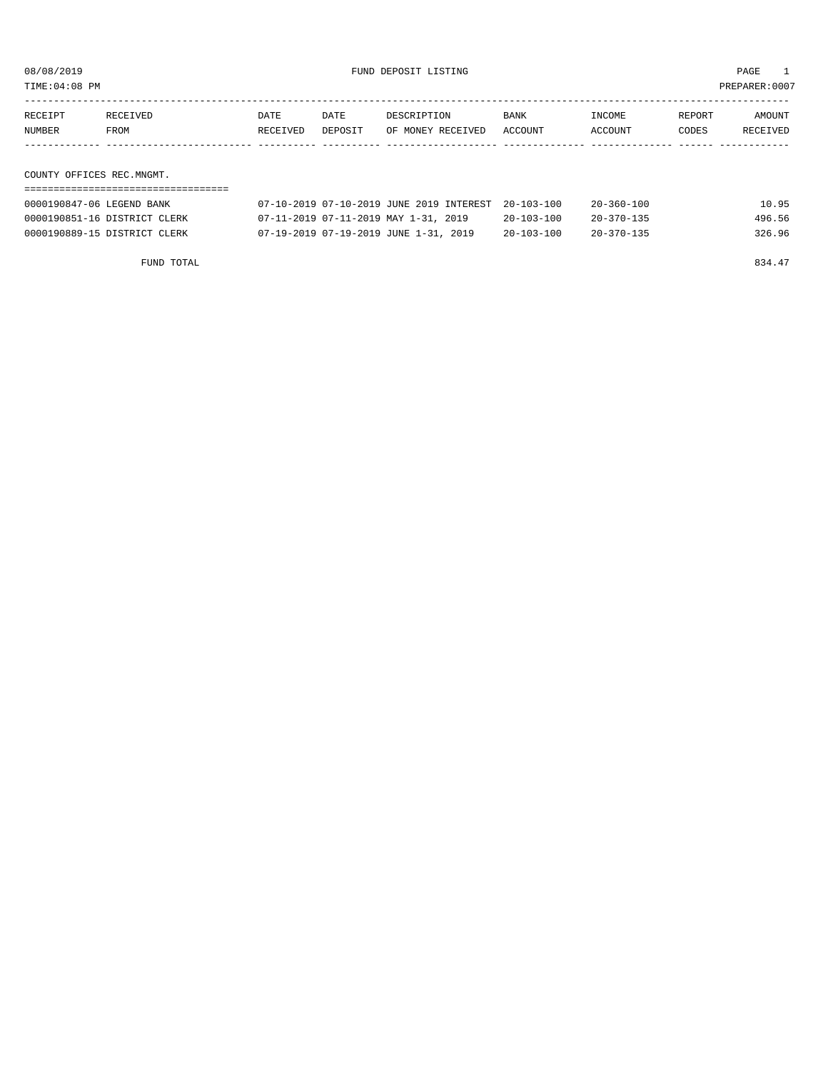08/08/2019 FUND DEPOSIT LISTING

TIME:04:08 PM PREPARER:0007

| RECEIPT NUMBER | RECEIVED FROM | DATE RECEIVED | DATE DEPOSIT | DESCRIPTION OF MONEY RECEIVED | BANK ACCOUNT | INCOME ACCOUNT | REPORT CODES | AMOUNT RECEIVED |
|---|---|---|---|---|---|---|---|---|
| **COUNTY OFFICES REC.MNGMT.** | | | | | | | | |
| 0000190847-06 | LEGEND BANK | 07-10-2019 | 07-10-2019 | JUNE 2019 INTEREST | 20-103-100 | 20-360-100 | | 10.95 |
| 0000190851-16 | DISTRICT CLERK | 07-11-2019 | 07-11-2019 | MAY 1-31, 2019 | 20-103-100 | 20-370-135 | | 496.56 |
| 0000190889-15 | DISTRICT CLERK | 07-19-2019 | 07-19-2019 | JUNE 1-31, 2019 | 20-103-100 | 20-370-135 | | 326.96 |
| | FUND TOTAL | | | | | | | 834.47 |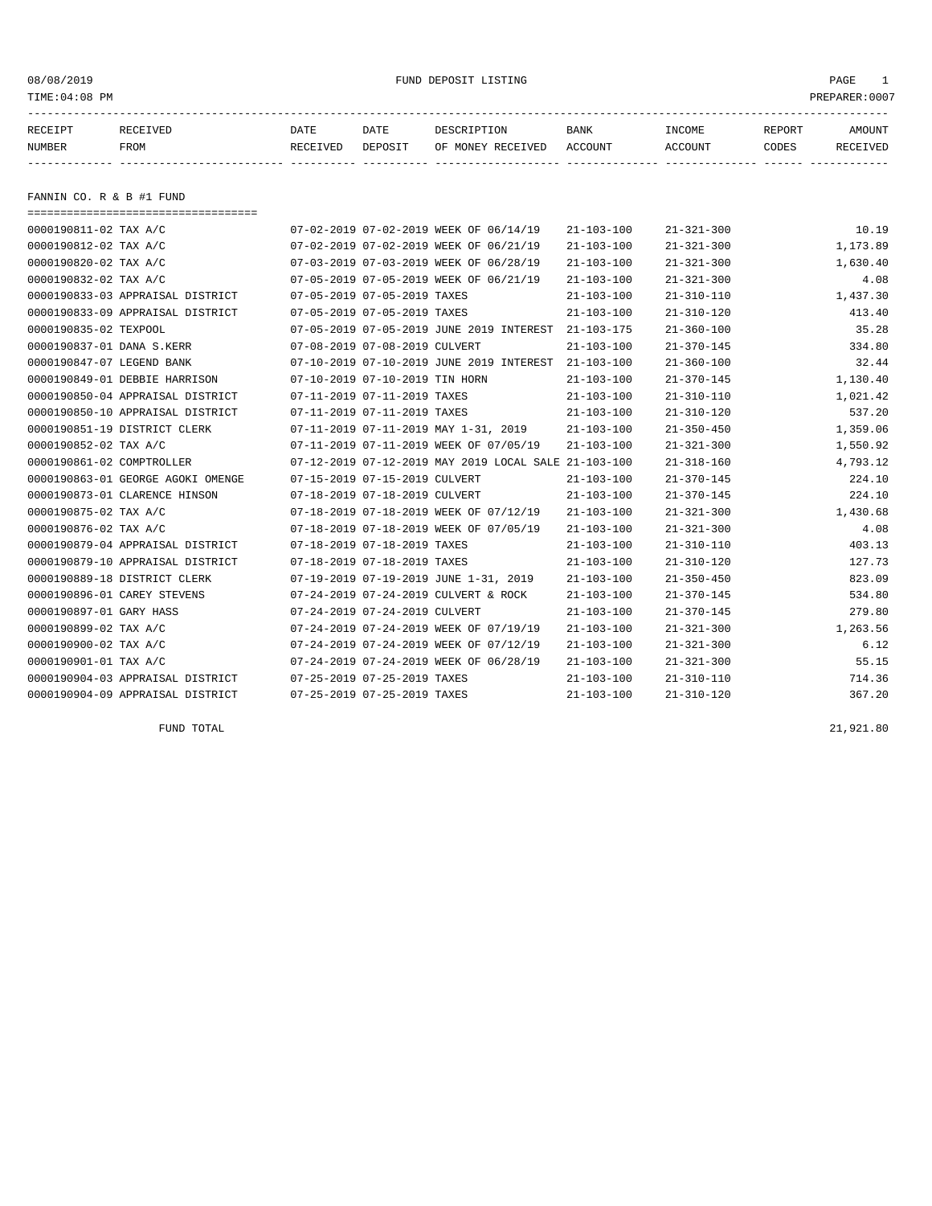08/08/2019 FUND DEPOSIT LISTING PAGE 1

TIME:04:08 PM PREPARER:0007

## FANNIN CO. R & B #1 FUND

| RECEIPT NUMBER | RECEIVED FROM | DATE RECEIVED | DATE DEPOSIT | DESCRIPTION OF MONEY RECEIVED | BANK ACCOUNT | INCOME ACCOUNT | REPORT CODES | AMOUNT RECEIVED |
|---|---|---|---|---|---|---|---|---|
| 0000190811-02 | TAX A/C | 07-02-2019 | 07-02-2019 | WEEK OF 06/14/19 | 21-103-100 | 21-321-300 | | 10.19 |
| 0000190812-02 | TAX A/C | 07-02-2019 | 07-02-2019 | WEEK OF 06/21/19 | 21-103-100 | 21-321-300 | | 1,173.89 |
| 0000190820-02 | TAX A/C | 07-03-2019 | 07-03-2019 | WEEK OF 06/28/19 | 21-103-100 | 21-321-300 | | 1,630.40 |
| 0000190832-02 | TAX A/C | 07-05-2019 | 07-05-2019 | WEEK OF 06/21/19 | 21-103-100 | 21-321-300 | | 4.08 |
| 0000190833-03 | APPRAISAL DISTRICT | 07-05-2019 | 07-05-2019 | TAXES | 21-103-100 | 21-310-110 | | 1,437.30 |
| 0000190833-09 | APPRAISAL DISTRICT | 07-05-2019 | 07-05-2019 | TAXES | 21-103-100 | 21-310-120 | | 413.40 |
| 0000190835-02 | TEXPOOL | 07-05-2019 | 07-05-2019 | JUNE 2019 INTEREST | 21-103-175 | 21-360-100 | | 35.28 |
| 0000190837-01 | DANA S.KERR | 07-08-2019 | 07-08-2019 | CULVERT | 21-103-100 | 21-370-145 | | 334.80 |
| 0000190847-07 | LEGEND BANK | 07-10-2019 | 07-10-2019 | JUNE 2019 INTEREST | 21-103-100 | 21-360-100 | | 32.44 |
| 0000190849-01 | DEBBIE HARRISON | 07-10-2019 | 07-10-2019 | TIN HORN | 21-103-100 | 21-370-145 | | 1,130.40 |
| 0000190850-04 | APPRAISAL DISTRICT | 07-11-2019 | 07-11-2019 | TAXES | 21-103-100 | 21-310-110 | | 1,021.42 |
| 0000190850-10 | APPRAISAL DISTRICT | 07-11-2019 | 07-11-2019 | TAXES | 21-103-100 | 21-310-120 | | 537.20 |
| 0000190851-19 | DISTRICT CLERK | 07-11-2019 | 07-11-2019 | MAY 1-31, 2019 | 21-103-100 | 21-350-450 | | 1,359.06 |
| 0000190852-02 | TAX A/C | 07-11-2019 | 07-11-2019 | WEEK OF 07/05/19 | 21-103-100 | 21-321-300 | | 1,550.92 |
| 0000190861-02 | COMPTROLLER | 07-12-2019 | 07-12-2019 | MAY 2019 LOCAL SALE | 21-103-100 | 21-318-160 | | 4,793.12 |
| 0000190863-01 | GEORGE AGOKI OMENGE | 07-15-2019 | 07-15-2019 | CULVERT | 21-103-100 | 21-370-145 | | 224.10 |
| 0000190873-01 | CLARENCE HINSON | 07-18-2019 | 07-18-2019 | CULVERT | 21-103-100 | 21-370-145 | | 224.10 |
| 0000190875-02 | TAX A/C | 07-18-2019 | 07-18-2019 | WEEK OF 07/12/19 | 21-103-100 | 21-321-300 | | 1,430.68 |
| 0000190876-02 | TAX A/C | 07-18-2019 | 07-18-2019 | WEEK OF 07/05/19 | 21-103-100 | 21-321-300 | | 4.08 |
| 0000190879-04 | APPRAISAL DISTRICT | 07-18-2019 | 07-18-2019 | TAXES | 21-103-100 | 21-310-110 | | 403.13 |
| 0000190879-10 | APPRAISAL DISTRICT | 07-18-2019 | 07-18-2019 | TAXES | 21-103-100 | 21-310-120 | | 127.73 |
| 0000190889-18 | DISTRICT CLERK | 07-19-2019 | 07-19-2019 | JUNE 1-31, 2019 | 21-103-100 | 21-350-450 | | 823.09 |
| 0000190896-01 | CAREY STEVENS | 07-24-2019 | 07-24-2019 | CULVERT & ROCK | 21-103-100 | 21-370-145 | | 534.80 |
| 0000190897-01 | GARY HASS | 07-24-2019 | 07-24-2019 | CULVERT | 21-103-100 | 21-370-145 | | 279.80 |
| 0000190899-02 | TAX A/C | 07-24-2019 | 07-24-2019 | WEEK OF 07/19/19 | 21-103-100 | 21-321-300 | | 1,263.56 |
| 0000190900-02 | TAX A/C | 07-24-2019 | 07-24-2019 | WEEK OF 07/12/19 | 21-103-100 | 21-321-300 | | 6.12 |
| 0000190901-01 | TAX A/C | 07-24-2019 | 07-24-2019 | WEEK OF 06/28/19 | 21-103-100 | 21-321-300 | | 55.15 |
| 0000190904-03 | APPRAISAL DISTRICT | 07-25-2019 | 07-25-2019 | TAXES | 21-103-100 | 21-310-110 | | 714.36 |
| 0000190904-09 | APPRAISAL DISTRICT | 07-25-2019 | 07-25-2019 | TAXES | 21-103-100 | 21-310-120 | | 367.20 |
| | FUND TOTAL | | | | | | | 21,921.80 |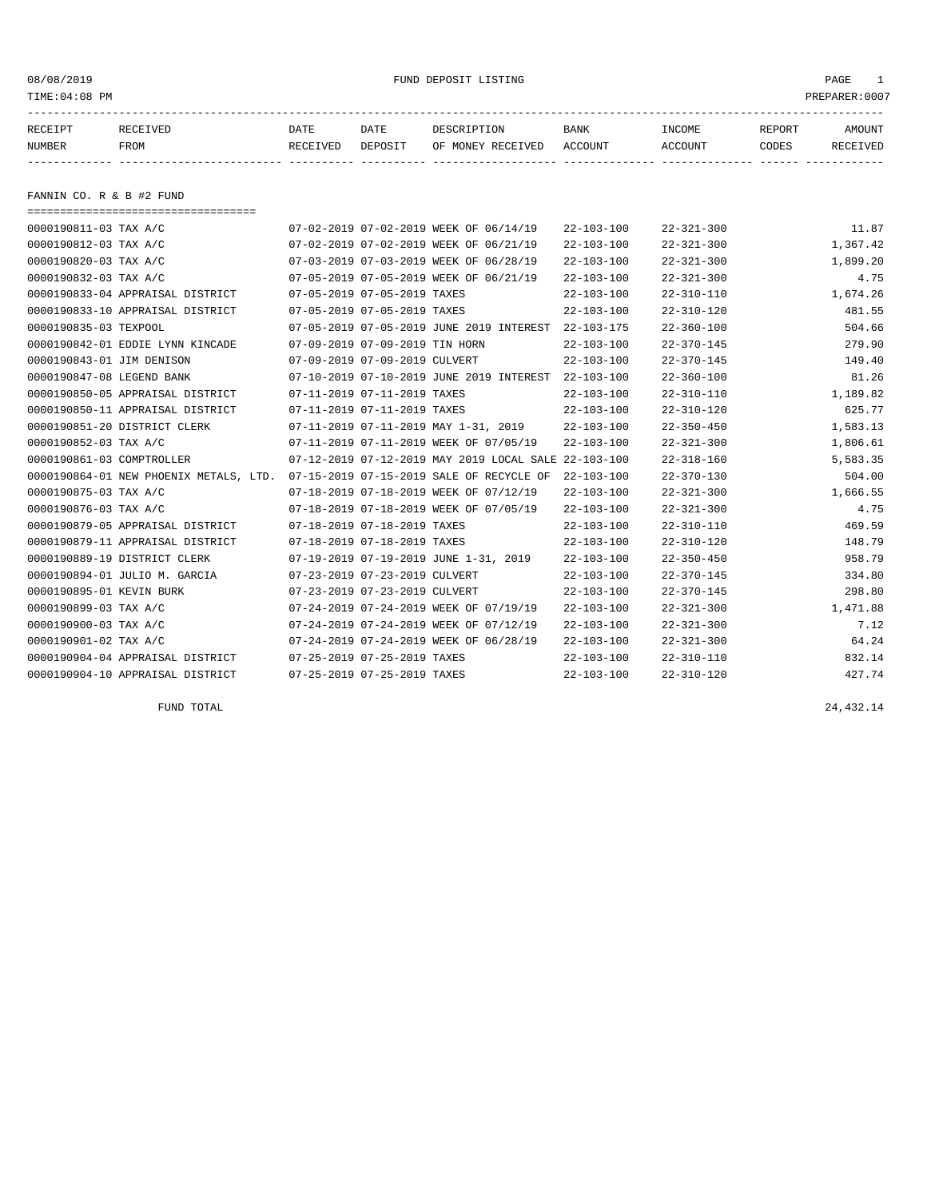08/08/2019 FUND DEPOSIT LISTING PAGE 1
TIME:04:08 PM PREPARER:0007

| RECEIPT NUMBER | RECEIVED FROM | DATE RECEIVED | DATE DEPOSIT | DESCRIPTION OF MONEY RECEIVED | BANK ACCOUNT | INCOME ACCOUNT | REPORT CODES | AMOUNT RECEIVED |
|---|---|---|---|---|---|---|---|---|

## FANNIN CO. R & B #2 FUND

| RECEIPT NUMBER | RECEIVED FROM | DATE RECEIVED | DATE DEPOSIT | DESCRIPTION OF MONEY RECEIVED | BANK ACCOUNT | INCOME ACCOUNT | REPORT CODES | AMOUNT RECEIVED |
|---|---|---|---|---|---|---|---|---|
| 0000190811-03 | TAX A/C | 07-02-2019 | 07-02-2019 | WEEK OF 06/14/19 | 22-103-100 | 22-321-300 | | 11.87 |
| 0000190812-03 | TAX A/C | 07-02-2019 | 07-02-2019 | WEEK OF 06/21/19 | 22-103-100 | 22-321-300 | | 1,367.42 |
| 0000190820-03 | TAX A/C | 07-03-2019 | 07-03-2019 | WEEK OF 06/28/19 | 22-103-100 | 22-321-300 | | 1,899.20 |
| 0000190832-03 | TAX A/C | 07-05-2019 | 07-05-2019 | WEEK OF 06/21/19 | 22-103-100 | 22-321-300 | | 4.75 |
| 0000190833-04 | APPRAISAL DISTRICT | 07-05-2019 | 07-05-2019 | TAXES | 22-103-100 | 22-310-110 | | 1,674.26 |
| 0000190833-10 | APPRAISAL DISTRICT | 07-05-2019 | 07-05-2019 | TAXES | 22-103-100 | 22-310-120 | | 481.55 |
| 0000190835-03 | TEXPOOL | 07-05-2019 | 07-05-2019 | JUNE 2019 INTEREST | 22-103-175 | 22-360-100 | | 504.66 |
| 0000190842-01 | EDDIE LYNN KINCADE | 07-09-2019 | 07-09-2019 | TIN HORN | 22-103-100 | 22-370-145 | | 279.90 |
| 0000190843-01 | JIM DENISON | 07-09-2019 | 07-09-2019 | CULVERT | 22-103-100 | 22-370-145 | | 149.40 |
| 0000190847-08 | LEGEND BANK | 07-10-2019 | 07-10-2019 | JUNE 2019 INTEREST | 22-103-100 | 22-360-100 | | 81.26 |
| 0000190850-05 | APPRAISAL DISTRICT | 07-11-2019 | 07-11-2019 | TAXES | 22-103-100 | 22-310-110 | | 1,189.82 |
| 0000190850-11 | APPRAISAL DISTRICT | 07-11-2019 | 07-11-2019 | TAXES | 22-103-100 | 22-310-120 | | 625.77 |
| 0000190851-20 | DISTRICT CLERK | 07-11-2019 | 07-11-2019 | MAY 1-31, 2019 | 22-103-100 | 22-350-450 | | 1,583.13 |
| 0000190852-03 | TAX A/C | 07-11-2019 | 07-11-2019 | WEEK OF 07/05/19 | 22-103-100 | 22-321-300 | | 1,806.61 |
| 0000190861-03 | COMPTROLLER | 07-12-2019 | 07-12-2019 | MAY 2019 LOCAL SALE | 22-103-100 | 22-318-160 | | 5,583.35 |
| 0000190864-01 | NEW PHOENIX METALS, LTD. | 07-15-2019 | 07-15-2019 | SALE OF RECYCLE OF | 22-103-100 | 22-370-130 | | 504.00 |
| 0000190875-03 | TAX A/C | 07-18-2019 | 07-18-2019 | WEEK OF 07/12/19 | 22-103-100 | 22-321-300 | | 1,666.55 |
| 0000190876-03 | TAX A/C | 07-18-2019 | 07-18-2019 | WEEK OF 07/05/19 | 22-103-100 | 22-321-300 | | 4.75 |
| 0000190879-05 | APPRAISAL DISTRICT | 07-18-2019 | 07-18-2019 | TAXES | 22-103-100 | 22-310-110 | | 469.59 |
| 0000190879-11 | APPRAISAL DISTRICT | 07-18-2019 | 07-18-2019 | TAXES | 22-103-100 | 22-310-120 | | 148.79 |
| 0000190889-19 | DISTRICT CLERK | 07-19-2019 | 07-19-2019 | JUNE 1-31, 2019 | 22-103-100 | 22-350-450 | | 958.79 |
| 0000190894-01 | JULIO M. GARCIA | 07-23-2019 | 07-23-2019 | CULVERT | 22-103-100 | 22-370-145 | | 334.80 |
| 0000190895-01 | KEVIN BURK | 07-23-2019 | 07-23-2019 | CULVERT | 22-103-100 | 22-370-145 | | 298.80 |
| 0000190899-03 | TAX A/C | 07-24-2019 | 07-24-2019 | WEEK OF 07/19/19 | 22-103-100 | 22-321-300 | | 1,471.88 |
| 0000190900-03 | TAX A/C | 07-24-2019 | 07-24-2019 | WEEK OF 07/12/19 | 22-103-100 | 22-321-300 | | 7.12 |
| 0000190901-02 | TAX A/C | 07-24-2019 | 07-24-2019 | WEEK OF 06/28/19 | 22-103-100 | 22-321-300 | | 64.24 |
| 0000190904-04 | APPRAISAL DISTRICT | 07-25-2019 | 07-25-2019 | TAXES | 22-103-100 | 22-310-110 | | 832.14 |
| 0000190904-10 | APPRAISAL DISTRICT | 07-25-2019 | 07-25-2019 | TAXES | 22-103-100 | 22-310-120 | | 427.74 |
| | FUND TOTAL | | | | | | | 24,432.14 |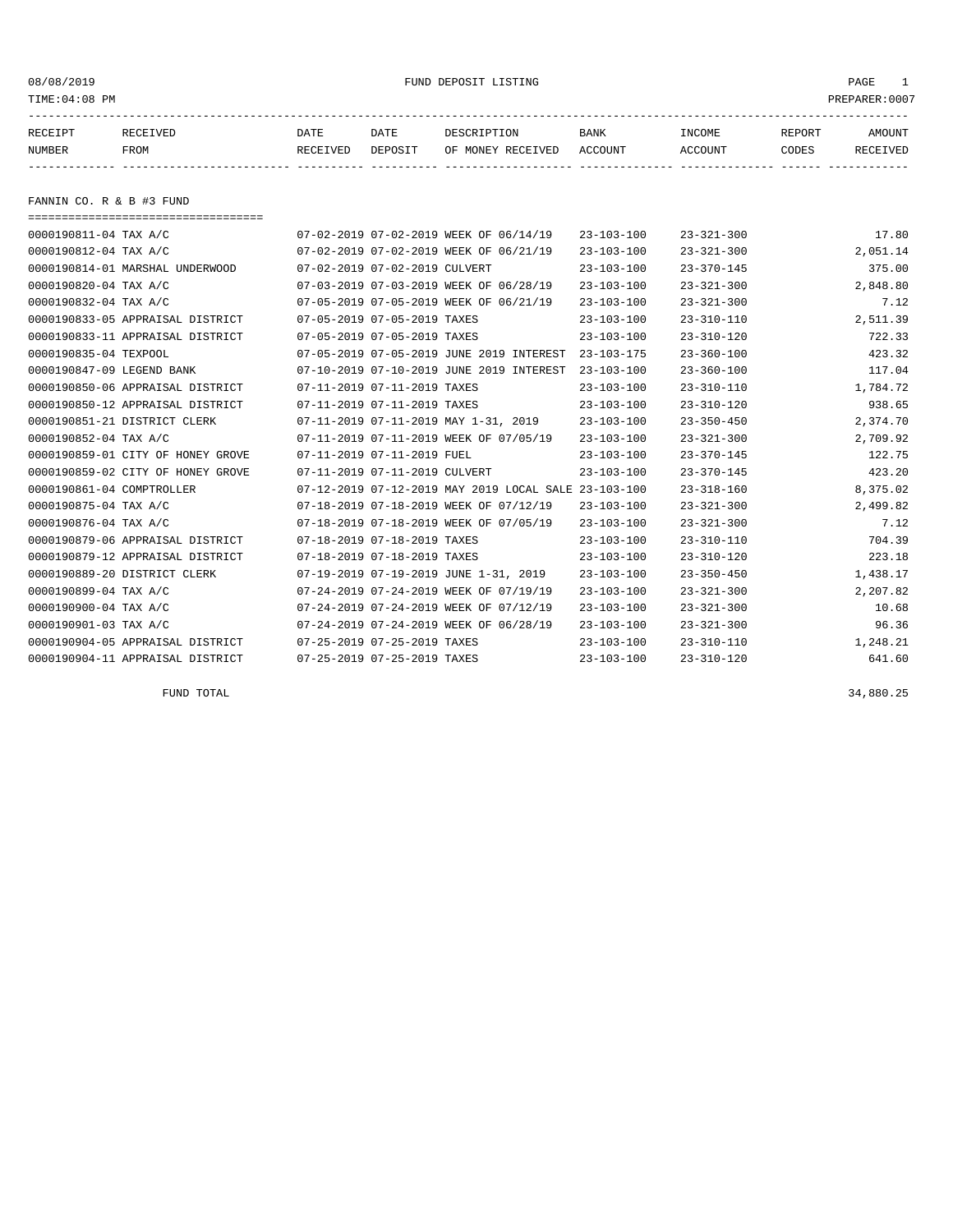08/08/2019 FUND DEPOSIT LISTING

TIME:04:08 PM PREPARER:0007

| RECEIPT NUMBER | RECEIVED FROM | DATE RECEIVED | DATE DEPOSIT | DESCRIPTION OF MONEY RECEIVED | BANK ACCOUNT | INCOME ACCOUNT | REPORT CODES | AMOUNT RECEIVED |
|---|---|---|---|---|---|---|---|---|

## FANNIN CO. R & B #3 FUND

| RECEIPT NUMBER | RECEIVED FROM | DATE RECEIVED | DATE DEPOSIT | DESCRIPTION OF MONEY RECEIVED | BANK ACCOUNT | INCOME ACCOUNT | REPORT CODES | AMOUNT RECEIVED |
|---|---|---|---|---|---|---|---|---|
| 0000190811-04 | TAX A/C | 07-02-2019 | 07-02-2019 | WEEK OF 06/14/19 | 23-103-100 | 23-321-300 | | 17.80 |
| 0000190812-04 | TAX A/C | 07-02-2019 | 07-02-2019 | WEEK OF 06/21/19 | 23-103-100 | 23-321-300 | | 2,051.14 |
| 0000190814-01 | MARSHAL UNDERWOOD | 07-02-2019 | 07-02-2019 | CULVERT | 23-103-100 | 23-370-145 | | 375.00 |
| 0000190820-04 | TAX A/C | 07-03-2019 | 07-03-2019 | WEEK OF 06/28/19 | 23-103-100 | 23-321-300 | | 2,848.80 |
| 0000190832-04 | TAX A/C | 07-05-2019 | 07-05-2019 | WEEK OF 06/21/19 | 23-103-100 | 23-321-300 | | 7.12 |
| 0000190833-05 | APPRAISAL DISTRICT | 07-05-2019 | 07-05-2019 | TAXES | 23-103-100 | 23-310-110 | | 2,511.39 |
| 0000190833-11 | APPRAISAL DISTRICT | 07-05-2019 | 07-05-2019 | TAXES | 23-103-100 | 23-310-120 | | 722.33 |
| 0000190835-04 | TEXPOOL | 07-05-2019 | 07-05-2019 | JUNE 2019 INTEREST | 23-103-175 | 23-360-100 | | 423.32 |
| 0000190847-09 | LEGEND BANK | 07-10-2019 | 07-10-2019 | JUNE 2019 INTEREST | 23-103-100 | 23-360-100 | | 117.04 |
| 0000190850-06 | APPRAISAL DISTRICT | 07-11-2019 | 07-11-2019 | TAXES | 23-103-100 | 23-310-110 | | 1,784.72 |
| 0000190850-12 | APPRAISAL DISTRICT | 07-11-2019 | 07-11-2019 | TAXES | 23-103-100 | 23-310-120 | | 938.65 |
| 0000190851-21 | DISTRICT CLERK | 07-11-2019 | 07-11-2019 | MAY 1-31, 2019 | 23-103-100 | 23-350-450 | | 2,374.70 |
| 0000190852-04 | TAX A/C | 07-11-2019 | 07-11-2019 | WEEK OF 07/05/19 | 23-103-100 | 23-321-300 | | 2,709.92 |
| 0000190859-01 | CITY OF HONEY GROVE | 07-11-2019 | 07-11-2019 | FUEL | 23-103-100 | 23-370-145 | | 122.75 |
| 0000190859-02 | CITY OF HONEY GROVE | 07-11-2019 | 07-11-2019 | CULVERT | 23-103-100 | 23-370-145 | | 423.20 |
| 0000190861-04 | COMPTROLLER | 07-12-2019 | 07-12-2019 | MAY 2019 LOCAL SALE | 23-103-100 | 23-318-160 | | 8,375.02 |
| 0000190875-04 | TAX A/C | 07-18-2019 | 07-18-2019 | WEEK OF 07/12/19 | 23-103-100 | 23-321-300 | | 2,499.82 |
| 0000190876-04 | TAX A/C | 07-18-2019 | 07-18-2019 | WEEK OF 07/05/19 | 23-103-100 | 23-321-300 | | 7.12 |
| 0000190879-06 | APPRAISAL DISTRICT | 07-18-2019 | 07-18-2019 | TAXES | 23-103-100 | 23-310-110 | | 704.39 |
| 0000190879-12 | APPRAISAL DISTRICT | 07-18-2019 | 07-18-2019 | TAXES | 23-103-100 | 23-310-120 | | 223.18 |
| 0000190889-20 | DISTRICT CLERK | 07-19-2019 | 07-19-2019 | JUNE 1-31, 2019 | 23-103-100 | 23-350-450 | | 1,438.17 |
| 0000190899-04 | TAX A/C | 07-24-2019 | 07-24-2019 | WEEK OF 07/19/19 | 23-103-100 | 23-321-300 | | 2,207.82 |
| 0000190900-04 | TAX A/C | 07-24-2019 | 07-24-2019 | WEEK OF 07/12/19 | 23-103-100 | 23-321-300 | | 10.68 |
| 0000190901-03 | TAX A/C | 07-24-2019 | 07-24-2019 | WEEK OF 06/28/19 | 23-103-100 | 23-321-300 | | 96.36 |
| 0000190904-05 | APPRAISAL DISTRICT | 07-25-2019 | 07-25-2019 | TAXES | 23-103-100 | 23-310-110 | | 1,248.21 |
| 0000190904-11 | APPRAISAL DISTRICT | 07-25-2019 | 07-25-2019 | TAXES | 23-103-100 | 23-310-120 | | 641.60 |
| | FUND TOTAL | | | | | | | 34,880.25 |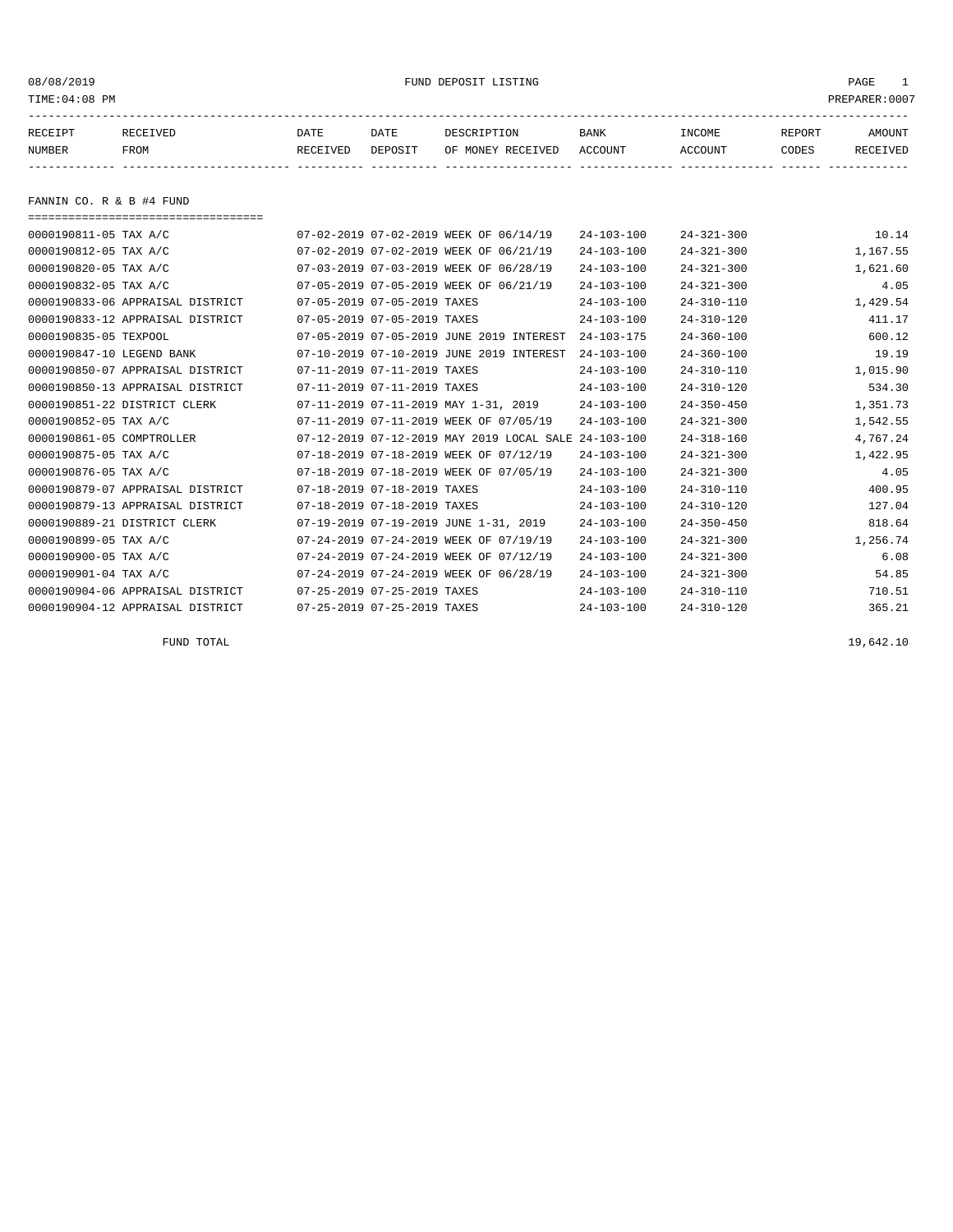08/08/2019 FUND DEPOSIT LISTING

TIME:04:08 PM PREPARER:0007

| RECEIPT NUMBER | RECEIVED FROM | DATE RECEIVED | DATE DEPOSIT | DESCRIPTION OF MONEY RECEIVED | BANK ACCOUNT | INCOME ACCOUNT | REPORT CODES | AMOUNT RECEIVED |
|---|---|---|---|---|---|---|---|---|

## FANNIN CO. R & B #4 FUND

| RECEIPT NUMBER | RECEIVED FROM | DATE RECEIVED | DATE DEPOSIT | DESCRIPTION OF MONEY RECEIVED | BANK ACCOUNT | INCOME ACCOUNT | REPORT CODES | AMOUNT RECEIVED |
|---|---|---|---|---|---|---|---|---|
| 0000190811-05 | TAX A/C | 07-02-2019 | 07-02-2019 | WEEK OF 06/14/19 | 24-103-100 | 24-321-300 | | 10.14 |
| 0000190812-05 | TAX A/C | 07-02-2019 | 07-02-2019 | WEEK OF 06/21/19 | 24-103-100 | 24-321-300 | | 1,167.55 |
| 0000190820-05 | TAX A/C | 07-03-2019 | 07-03-2019 | WEEK OF 06/28/19 | 24-103-100 | 24-321-300 | | 1,621.60 |
| 0000190832-05 | TAX A/C | 07-05-2019 | 07-05-2019 | WEEK OF 06/21/19 | 24-103-100 | 24-321-300 | | 4.05 |
| 0000190833-06 | APPRAISAL DISTRICT | 07-05-2019 | 07-05-2019 | TAXES | 24-103-100 | 24-310-110 | | 1,429.54 |
| 0000190833-12 | APPRAISAL DISTRICT | 07-05-2019 | 07-05-2019 | TAXES | 24-103-100 | 24-310-120 | | 411.17 |
| 0000190835-05 | TEXPOOL | 07-05-2019 | 07-05-2019 | JUNE 2019 INTEREST | 24-103-175 | 24-360-100 | | 600.12 |
| 0000190847-10 | LEGEND BANK | 07-10-2019 | 07-10-2019 | JUNE 2019 INTEREST | 24-103-100 | 24-360-100 | | 19.19 |
| 0000190850-07 | APPRAISAL DISTRICT | 07-11-2019 | 07-11-2019 | TAXES | 24-103-100 | 24-310-110 | | 1,015.90 |
| 0000190850-13 | APPRAISAL DISTRICT | 07-11-2019 | 07-11-2019 | TAXES | 24-103-100 | 24-310-120 | | 534.30 |
| 0000190851-22 | DISTRICT CLERK | 07-11-2019 | 07-11-2019 | MAY 1-31, 2019 | 24-103-100 | 24-350-450 | | 1,351.73 |
| 0000190852-05 | TAX A/C | 07-11-2019 | 07-11-2019 | WEEK OF 07/05/19 | 24-103-100 | 24-321-300 | | 1,542.55 |
| 0000190861-05 | COMPTROLLER | 07-12-2019 | 07-12-2019 | MAY 2019 LOCAL SALE | 24-103-100 | 24-318-160 | | 4,767.24 |
| 0000190875-05 | TAX A/C | 07-18-2019 | 07-18-2019 | WEEK OF 07/12/19 | 24-103-100 | 24-321-300 | | 1,422.95 |
| 0000190876-05 | TAX A/C | 07-18-2019 | 07-18-2019 | WEEK OF 07/05/19 | 24-103-100 | 24-321-300 | | 4.05 |
| 0000190879-07 | APPRAISAL DISTRICT | 07-18-2019 | 07-18-2019 | TAXES | 24-103-100 | 24-310-110 | | 400.95 |
| 0000190879-13 | APPRAISAL DISTRICT | 07-18-2019 | 07-18-2019 | TAXES | 24-103-100 | 24-310-120 | | 127.04 |
| 0000190889-21 | DISTRICT CLERK | 07-19-2019 | 07-19-2019 | JUNE 1-31, 2019 | 24-103-100 | 24-350-450 | | 818.64 |
| 0000190899-05 | TAX A/C | 07-24-2019 | 07-24-2019 | WEEK OF 07/19/19 | 24-103-100 | 24-321-300 | | 1,256.74 |
| 0000190900-05 | TAX A/C | 07-24-2019 | 07-24-2019 | WEEK OF 07/12/19 | 24-103-100 | 24-321-300 | | 6.08 |
| 0000190901-04 | TAX A/C | 07-24-2019 | 07-24-2019 | WEEK OF 06/28/19 | 24-103-100 | 24-321-300 | | 54.85 |
| 0000190904-06 | APPRAISAL DISTRICT | 07-25-2019 | 07-25-2019 | TAXES | 24-103-100 | 24-310-110 | | 710.51 |
| 0000190904-12 | APPRAISAL DISTRICT | 07-25-2019 | 07-25-2019 | TAXES | 24-103-100 | 24-310-120 | | 365.21 |
| | FUND TOTAL | | | | | | | 19,642.10 |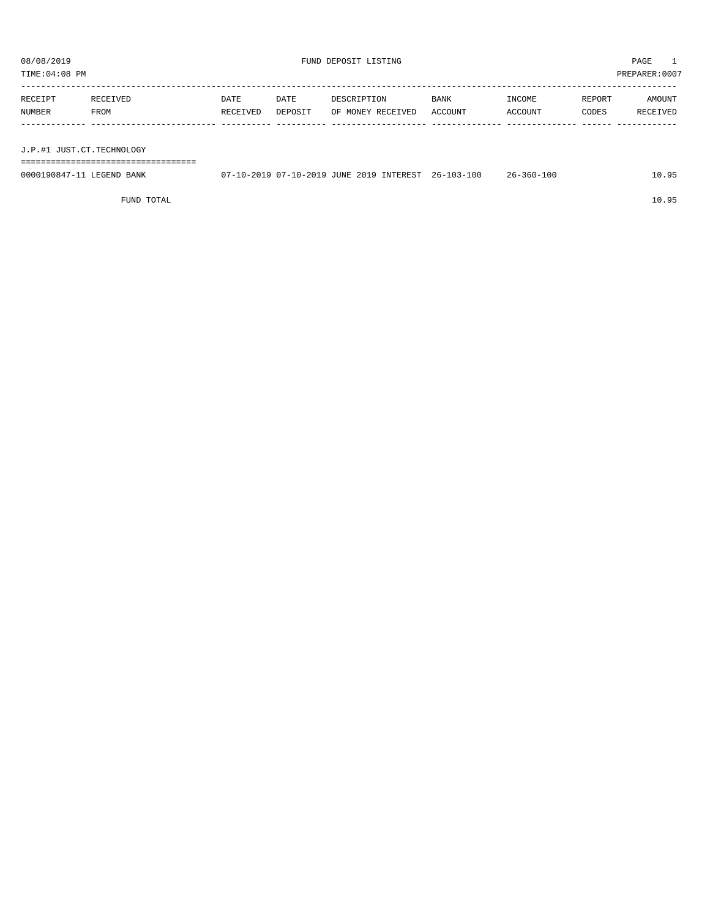08/08/2019 FUND DEPOSIT LISTING

TIME:04:08 PM PREPARER:0007

| RECEIPT NUMBER | RECEIVED FROM | DATE RECEIVED | DATE DEPOSIT | DESCRIPTION OF MONEY RECEIVED | BANK ACCOUNT | INCOME ACCOUNT | REPORT CODES | AMOUNT RECEIVED |
|---|---|---|---|---|---|---|---|---|

## J.P.#1 JUST.CT.TECHNOLOGY

| RECEIPT NUMBER | RECEIVED FROM | DATE RECEIVED | DATE DEPOSIT | DESCRIPTION OF MONEY RECEIVED | BANK ACCOUNT | INCOME ACCOUNT | REPORT CODES | AMOUNT RECEIVED |
|---|---|---|---|---|---|---|---|---|
| 0000190847-11 | LEGEND BANK | 07-10-2019 | 07-10-2019 | JUNE 2019 INTEREST | 26-103-100 | 26-360-100 | | 10.95 |
| | FUND TOTAL | | | | | | | 10.95 |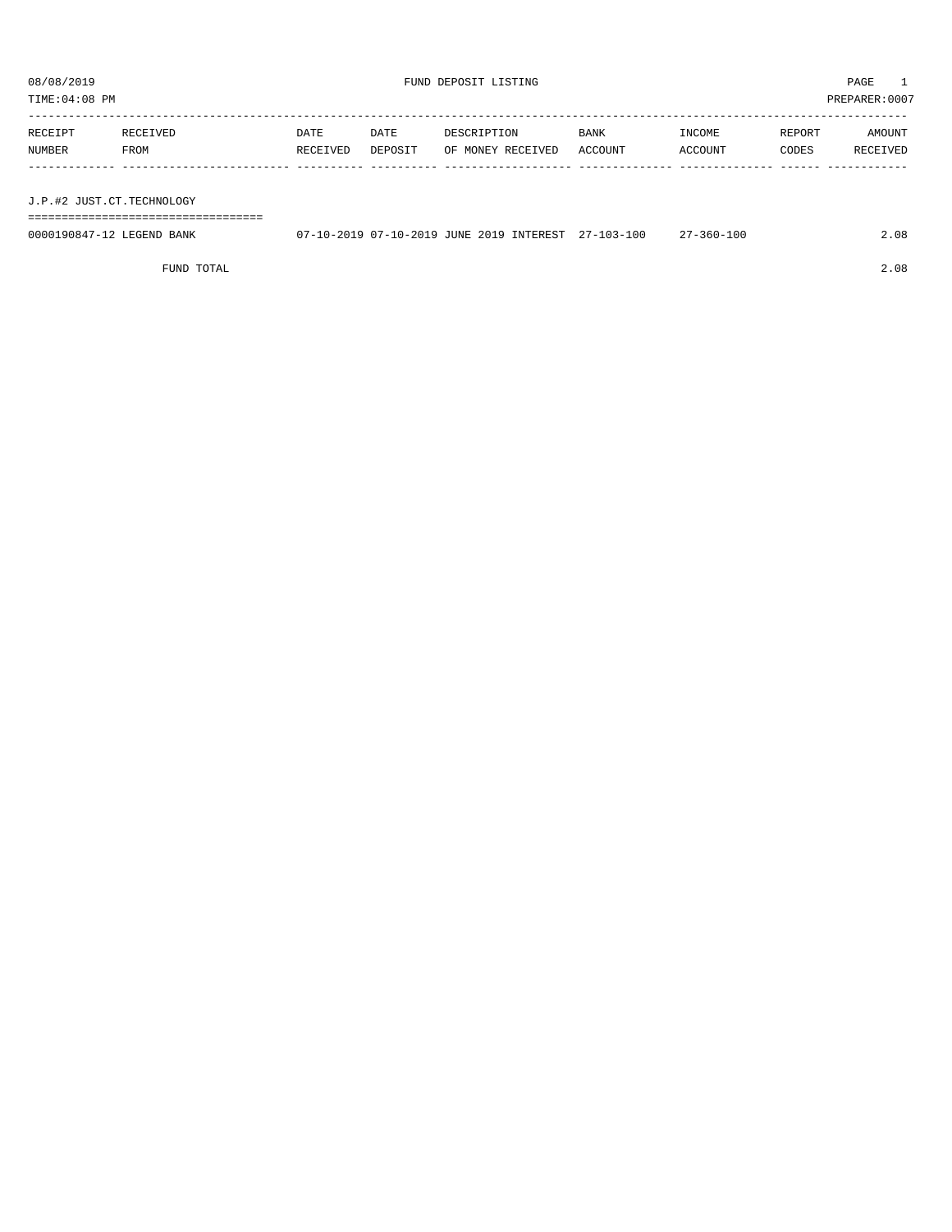08/08/2019 FUND DEPOSIT LISTING PAGE 1

TIME:04:08 PM PREPARER:0007

| RECEIPT NUMBER | RECEIVED FROM | DATE RECEIVED | DATE DEPOSIT | DESCRIPTION OF MONEY RECEIVED | BANK ACCOUNT | INCOME ACCOUNT | REPORT CODES | AMOUNT RECEIVED |
|---|---|---|---|---|---|---|---|---|
| **J.P.#2 JUST.CT.TECHNOLOGY** | | | | | | | | |
| 0000190847-12 | LEGEND BANK | 07-10-2019 | 07-10-2019 | JUNE 2019 INTEREST | 27-103-100 | 27-360-100 | | 2.08 |
| | FUND TOTAL | | | | | | | 2.08 |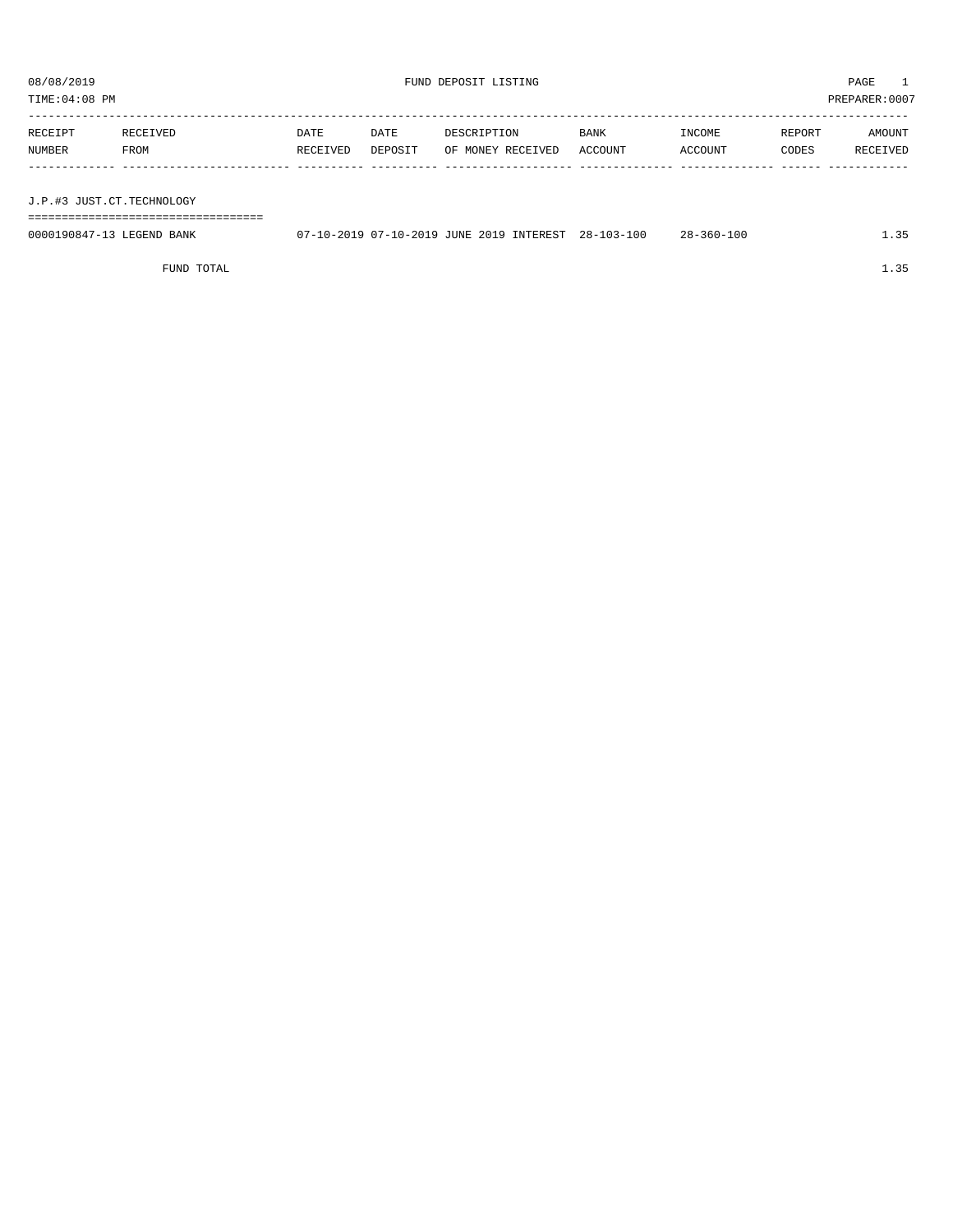# FUND DEPOSIT LISTING

08/08/2019
TIME:04:08 PM
PREPARER:0007

| RECEIPT NUMBER | RECEIVED FROM | DATE RECEIVED | DATE DEPOSIT | DESCRIPTION OF MONEY RECEIVED | BANK ACCOUNT | INCOME ACCOUNT | REPORT CODES | AMOUNT RECEIVED |
|---|---|---|---|---|---|---|---|---|
| **J.P.#3 JUST.CT.TECHNOLOGY** | | | | | | | | |
| 0000190847-13 | LEGEND BANK | 07-10-2019 | 07-10-2019 | JUNE 2019 INTEREST | 28-103-100 | 28-360-100 | | 1.35 |
| | FUND TOTAL | | | | | | | 1.35 |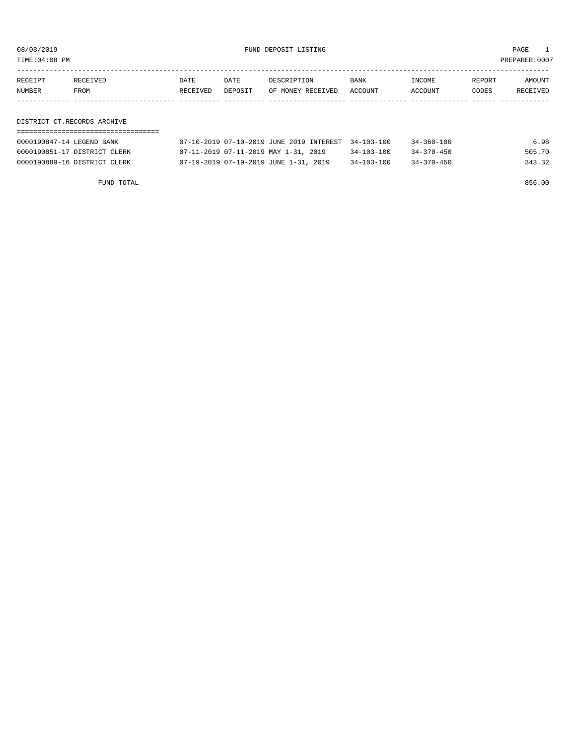08/08/2019 FUND DEPOSIT LISTING PAGE 1

TIME:04:08 PM PREPARER:0007

| RECEIPT NUMBER | RECEIVED FROM | DATE RECEIVED | DATE DEPOSIT | DESCRIPTION OF MONEY RECEIVED | BANK ACCOUNT | INCOME ACCOUNT | REPORT CODES | AMOUNT RECEIVED |
|---|---|---|---|---|---|---|---|---|
| **DISTRICT CT.RECORDS ARCHIVE** | | | | | | | | |
| 0000190847-14 | LEGEND BANK | 07-10-2019 | 07-10-2019 | JUNE 2019 INTEREST | 34-103-100 | 34-360-100 | | 6.98 |
| 0000190851-17 | DISTRICT CLERK | 07-11-2019 | 07-11-2019 | MAY 1-31, 2019 | 34-103-100 | 34-370-450 | | 505.70 |
| 0000190889-16 | DISTRICT CLERK | 07-19-2019 | 07-19-2019 | JUNE 1-31, 2019 | 34-103-100 | 34-370-450 | | 343.32 |
| | FUND TOTAL | | | | | | | 856.00 |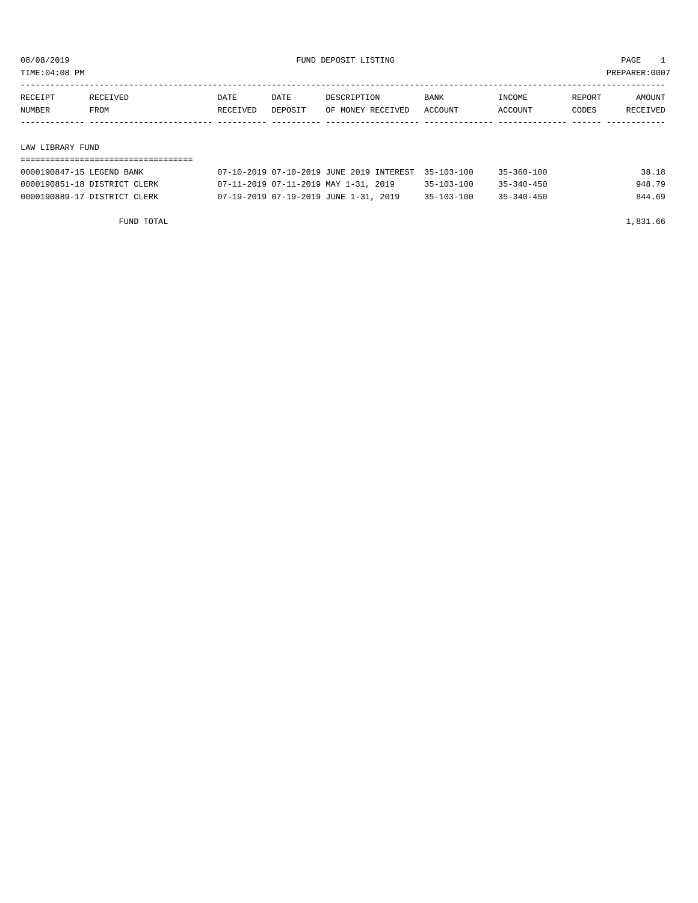# FUND DEPOSIT LISTING

08/08/2019
TIME:04:08 PM
PREPARER:0007

| RECEIPT NUMBER | RECEIVED FROM | DATE RECEIVED | DATE DEPOSIT | DESCRIPTION OF MONEY RECEIVED | BANK ACCOUNT | INCOME ACCOUNT | REPORT CODES | AMOUNT RECEIVED |
|---|---|---|---|---|---|---|---|---|
| **LAW LIBRARY FUND** | | | | | | | | |
| 0000190847-15 | LEGEND BANK | 07-10-2019 | 07-10-2019 | JUNE 2019 INTEREST | 35-103-100 | 35-360-100 | | 38.18 |
| 0000190851-18 | DISTRICT CLERK | 07-11-2019 | 07-11-2019 | MAY 1-31, 2019 | 35-103-100 | 35-340-450 | | 948.79 |
| 0000190889-17 | DISTRICT CLERK | 07-19-2019 | 07-19-2019 | JUNE 1-31, 2019 | 35-103-100 | 35-340-450 | | 844.69 |
| | FUND TOTAL | | | | | | | 1,831.66 |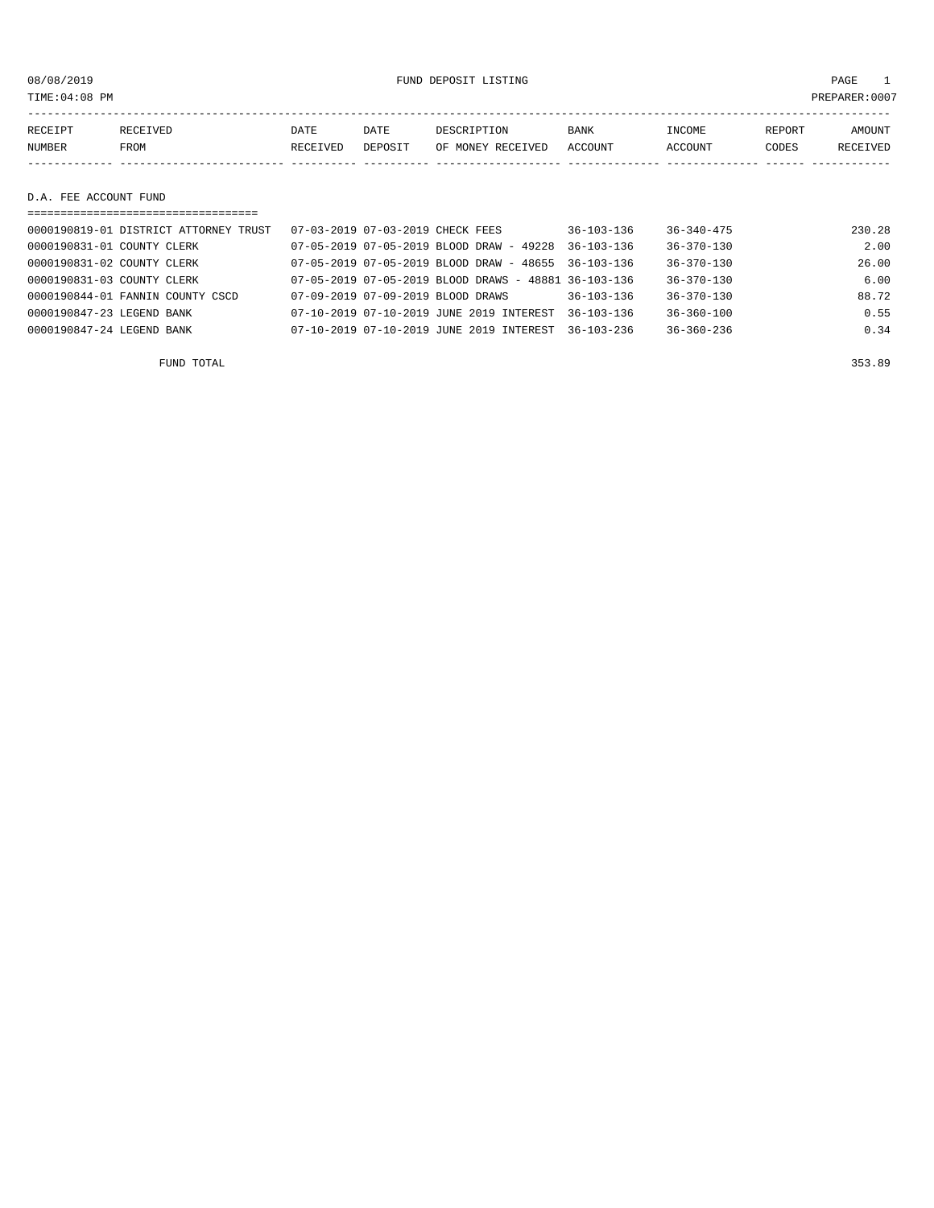08/08/2019 FUND DEPOSIT LISTING PAGE 1

TIME:04:08 PM PREPARER:0007

| RECEIPT NUMBER | RECEIVED FROM | DATE RECEIVED | DATE DEPOSIT | DESCRIPTION OF MONEY RECEIVED | BANK ACCOUNT | INCOME ACCOUNT | REPORT CODES | AMOUNT RECEIVED |
|---|---|---|---|---|---|---|---|---|
| **D.A. FEE ACCOUNT FUND** | | | | | | | | |
| 0000190819-01 | DISTRICT ATTORNEY TRUST | 07-03-2019 | 07-03-2019 | CHECK FEES | 36-103-136 | 36-340-475 | | 230.28 |
| 0000190831-01 | COUNTY CLERK | 07-05-2019 | 07-05-2019 | BLOOD DRAW - 49228 | 36-103-136 | 36-370-130 | | 2.00 |
| 0000190831-02 | COUNTY CLERK | 07-05-2019 | 07-05-2019 | BLOOD DRAW - 48655 | 36-103-136 | 36-370-130 | | 26.00 |
| 0000190831-03 | COUNTY CLERK | 07-05-2019 | 07-05-2019 | BLOOD DRAWS - 48881 | 36-103-136 | 36-370-130 | | 6.00 |
| 0000190844-01 | FANNIN COUNTY CSCD | 07-09-2019 | 07-09-2019 | BLOOD DRAWS | 36-103-136 | 36-370-130 | | 88.72 |
| 0000190847-23 | LEGEND BANK | 07-10-2019 | 07-10-2019 | JUNE 2019 INTEREST | 36-103-136 | 36-360-100 | | 0.55 |
| 0000190847-24 | LEGEND BANK | 07-10-2019 | 07-10-2019 | JUNE 2019 INTEREST | 36-103-236 | 36-360-236 | | 0.34 |
| | FUND TOTAL | | | | | | | 353.89 |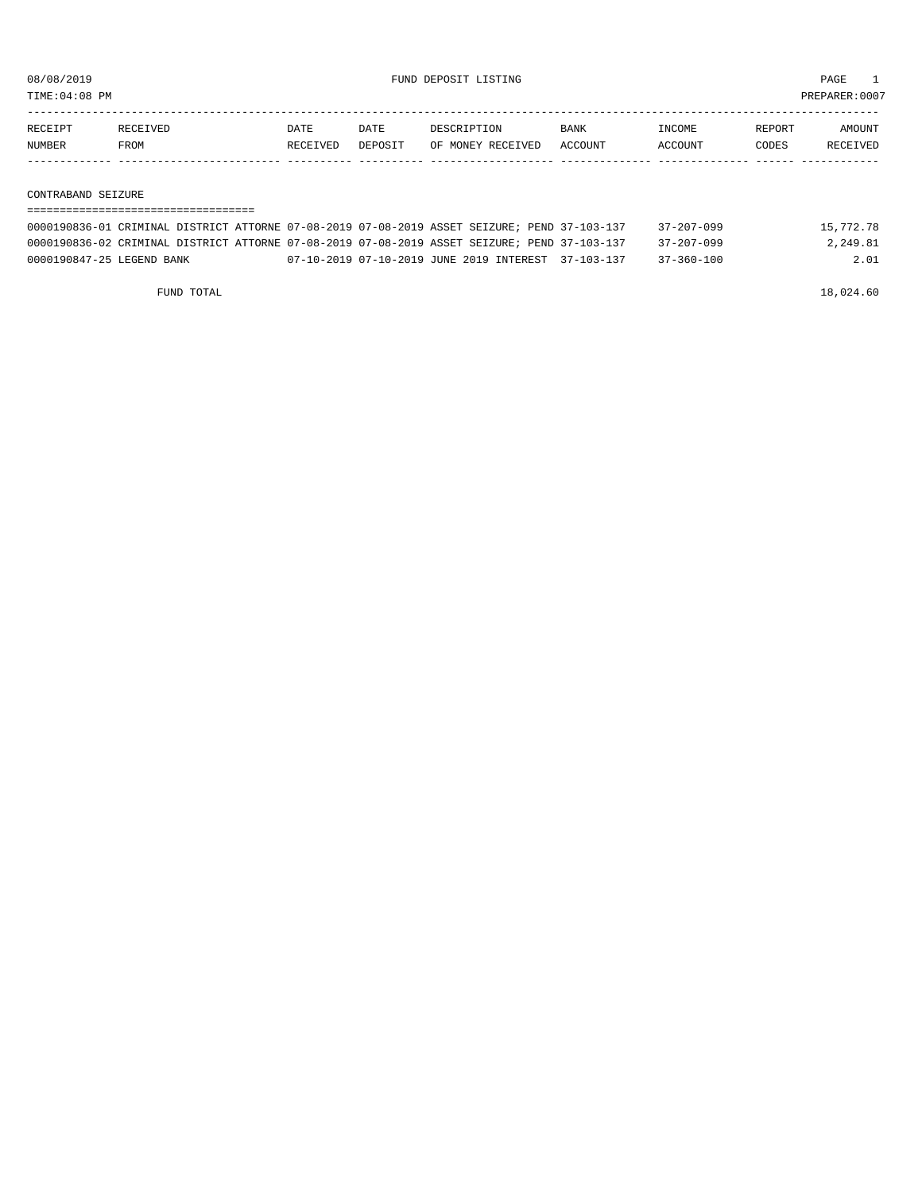08/08/2019 FUND DEPOSIT LISTING

TIME:04:08 PM PREPARER:0007

| RECEIPT NUMBER | RECEIVED FROM | DATE RECEIVED | DATE DEPOSIT | DESCRIPTION OF MONEY RECEIVED | BANK ACCOUNT | INCOME ACCOUNT | REPORT CODES | AMOUNT RECEIVED |
|---|---|---|---|---|---|---|---|---|
| **CONTRABAND SEIZURE** | | | | | | | | |
| 0000190836-01 | CRIMINAL DISTRICT ATTORNE | 07-08-2019 | 07-08-2019 | ASSET SEIZURE; PEND | 37-103-137 | 37-207-099 | | 15,772.78 |
| 0000190836-02 | CRIMINAL DISTRICT ATTORNE | 07-08-2019 | 07-08-2019 | ASSET SEIZURE; PEND | 37-103-137 | 37-207-099 | | 2,249.81 |
| 0000190847-25 | LEGEND BANK | 07-10-2019 | 07-10-2019 | JUNE 2019 INTEREST | 37-103-137 | 37-360-100 | | 2.01 |
| | FUND TOTAL | | | | | | | 18,024.60 |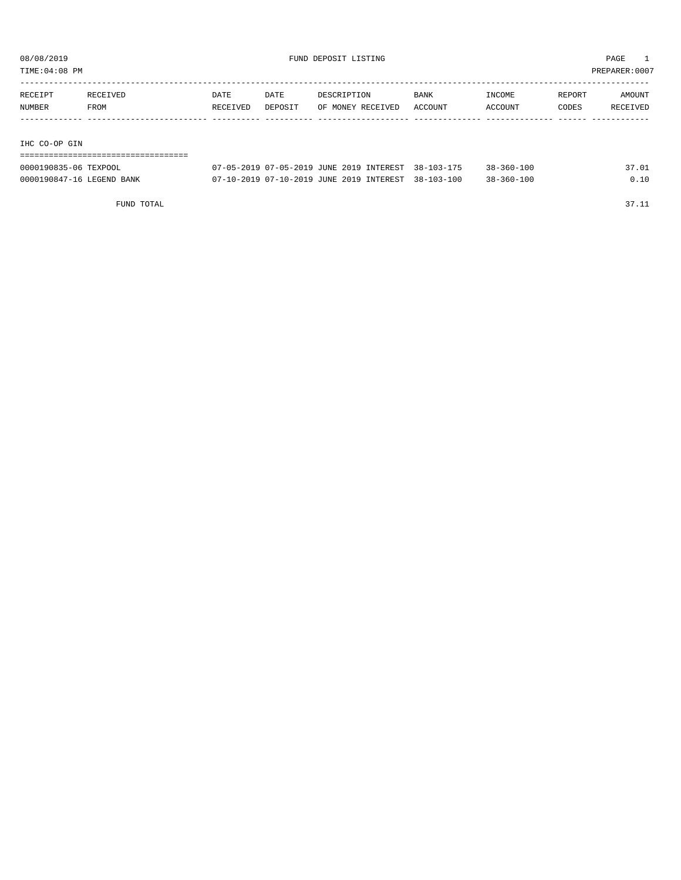# FUND DEPOSIT LISTING

08/08/2019
TIME:04:08 PM
PREPARER:0007

| RECEIPT NUMBER | RECEIVED FROM | DATE RECEIVED | DATE DEPOSIT | DESCRIPTION OF MONEY RECEIVED | BANK ACCOUNT | INCOME ACCOUNT | REPORT CODES | AMOUNT RECEIVED |
|---|---|---|---|---|---|---|---|---|
| **IHC CO-OP GIN** | | | | | | | | |
| 0000190835-06 | TEXPOOL | 07-05-2019 | 07-05-2019 | JUNE 2019 INTEREST | 38-103-175 | 38-360-100 | | 37.01 |
| 0000190847-16 | LEGEND BANK | 07-10-2019 | 07-10-2019 | JUNE 2019 INTEREST | 38-103-100 | 38-360-100 | | 0.10 |
| | FUND TOTAL | | | | | | | 37.11 |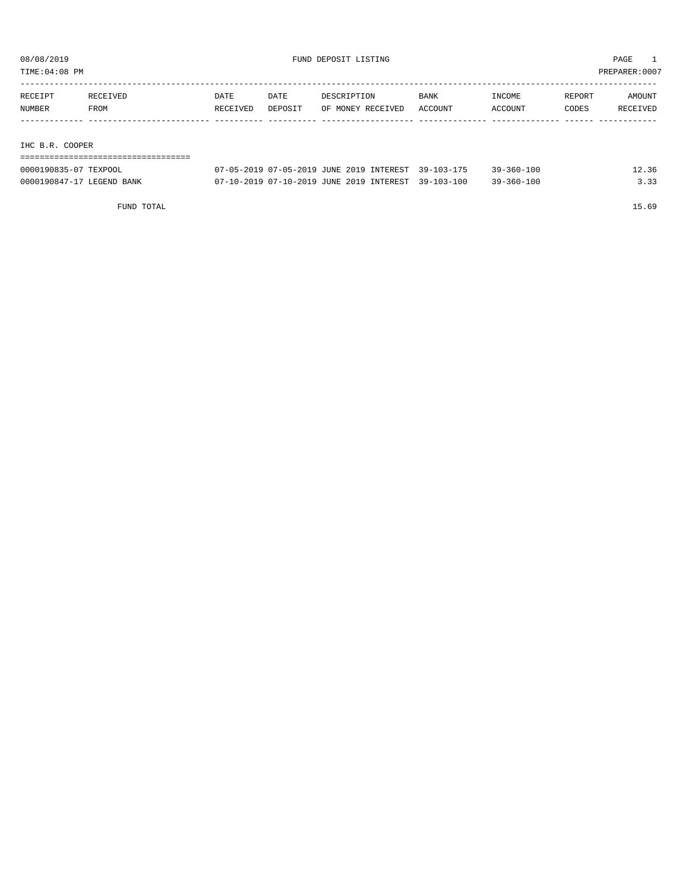08/08/2019 FUND DEPOSIT LISTING

TIME:04:08 PM PREPARER:0007

| RECEIPT NUMBER | RECEIVED FROM | DATE RECEIVED | DATE DEPOSIT | DESCRIPTION OF MONEY RECEIVED | BANK ACCOUNT | INCOME ACCOUNT | REPORT CODES | AMOUNT RECEIVED |
|---|---|---|---|---|---|---|---|---|
| **IHC B.R. COOPER** | | | | | | | | |
| 0000190835-07 | TEXPOOL | 07-05-2019 | 07-05-2019 | JUNE 2019 INTEREST | 39-103-175 | 39-360-100 | | 12.36 |
| 0000190847-17 | LEGEND BANK | 07-10-2019 | 07-10-2019 | JUNE 2019 INTEREST | 39-103-100 | 39-360-100 | | 3.33 |
| | FUND TOTAL | | | | | | | 15.69 |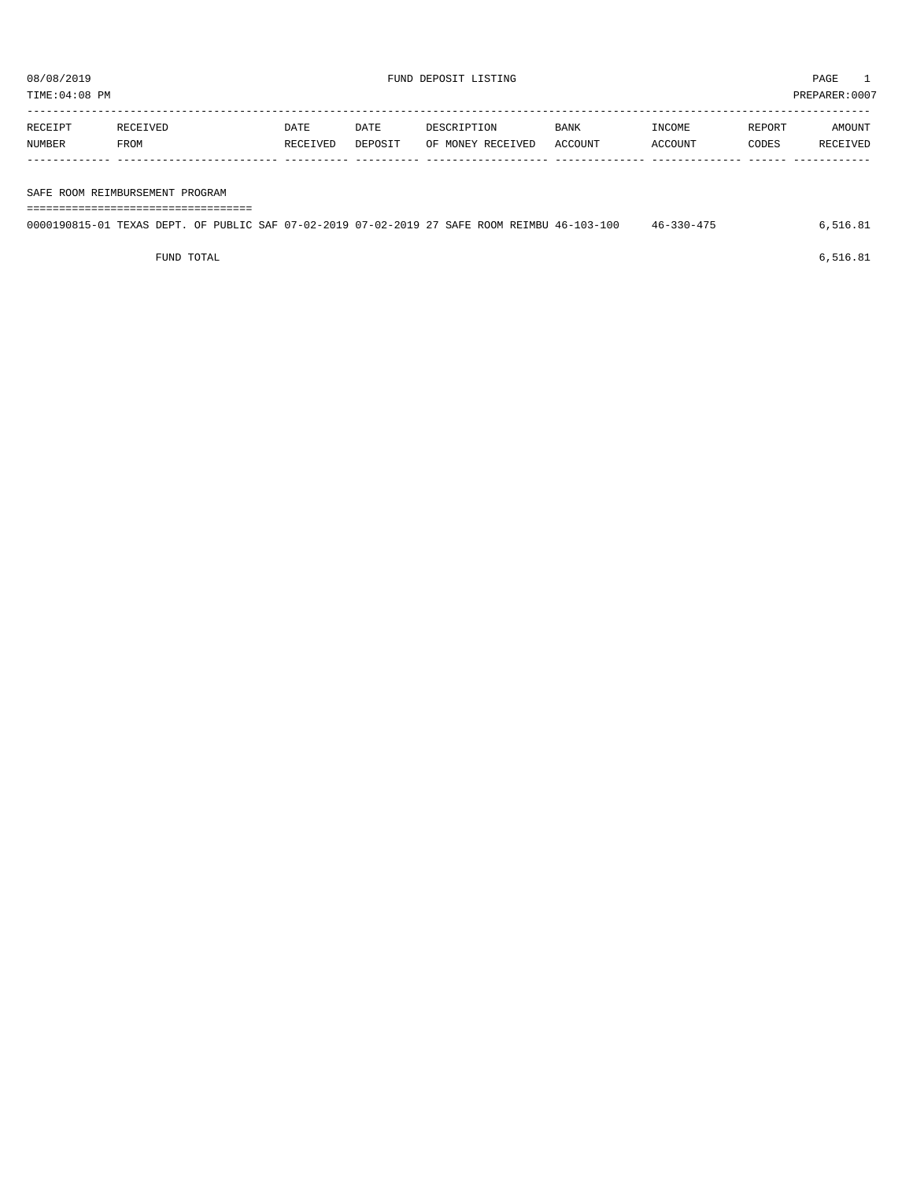08/08/2019 FUND DEPOSIT LISTING PAGE 1

TIME:04:08 PM PREPARER:0007

| RECEIPT NUMBER | RECEIVED FROM | DATE RECEIVED | DATE DEPOSIT | DESCRIPTION OF MONEY RECEIVED | BANK ACCOUNT | INCOME ACCOUNT | REPORT CODES | AMOUNT RECEIVED |
|---|---|---|---|---|---|---|---|---|
| **SAFE ROOM REIMBURSEMENT PROGRAM** | | | | | | | | |
| 0000190815-01 | TEXAS DEPT. OF PUBLIC SAF | 07-02-2019 | 07-02-2019 | 27 SAFE ROOM REIMBU | 46-103-100 | 46-330-475 | | 6,516.81 |
| FUND TOTAL | | | | | | | | 6,516.81 |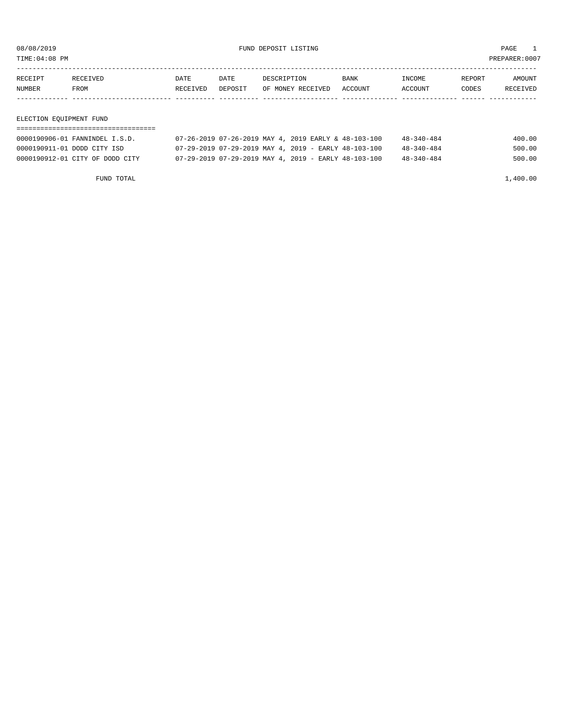08/08/2019 FUND DEPOSIT LISTING PAGE 1

TIME:04:08 PM PREPARER:0007

| RECEIPT NUMBER | RECEIVED FROM | DATE RECEIVED | DATE DEPOSIT | DESCRIPTION OF MONEY RECEIVED | BANK ACCOUNT | INCOME ACCOUNT | REPORT CODES | AMOUNT RECEIVED |
|---|---|---|---|---|---|---|---|---|

## ELECTION EQUIPMENT FUND

| RECEIPT NUMBER | RECEIVED FROM | DATE RECEIVED | DATE DEPOSIT | DESCRIPTION OF MONEY RECEIVED | BANK ACCOUNT | INCOME ACCOUNT | REPORT CODES | AMOUNT RECEIVED |
|---|---|---|---|---|---|---|---|---|
| 0000190906-01 | FANNINDEL I.S.D. | 07-26-2019 | 07-26-2019 | MAY 4, 2019 EARLY & | 48-103-100 | 48-340-484 | | 400.00 |
| 0000190911-01 | DODD CITY ISD | 07-29-2019 | 07-29-2019 | MAY 4, 2019 - EARLY | 48-103-100 | 48-340-484 | | 500.00 |
| 0000190912-01 | CITY OF DODD CITY | 07-29-2019 | 07-29-2019 | MAY 4, 2019 - EARLY | 48-103-100 | 48-340-484 | | 500.00 |
| | FUND TOTAL | | | | | | | 1,400.00 |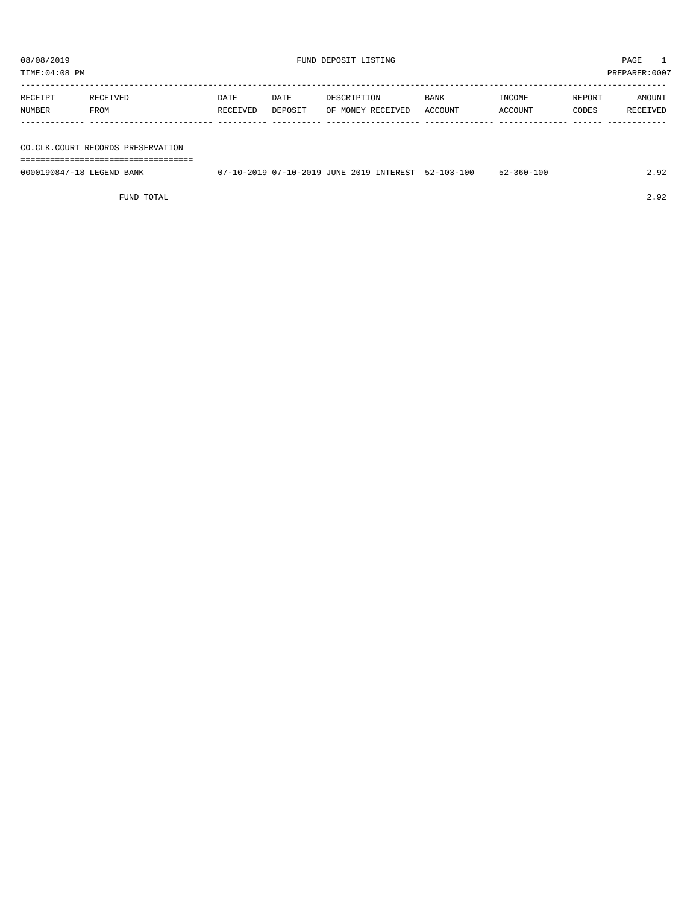08/08/2019 FUND DEPOSIT LISTING PAGE 1

TIME:04:08 PM PREPARER:0007

| RECEIPT NUMBER | RECEIVED FROM | DATE RECEIVED | DATE DEPOSIT | DESCRIPTION OF MONEY RECEIVED | BANK ACCOUNT | INCOME ACCOUNT | REPORT CODES | AMOUNT RECEIVED |
|---|---|---|---|---|---|---|---|---|
| **CO.CLK.COURT RECORDS PRESERVATION** | | | | | | | | |
| 0000190847-18 | LEGEND BANK | 07-10-2019 | 07-10-2019 | JUNE 2019 INTEREST | 52-103-100 | 52-360-100 | | 2.92 |
| | FUND TOTAL | | | | | | | 2.92 |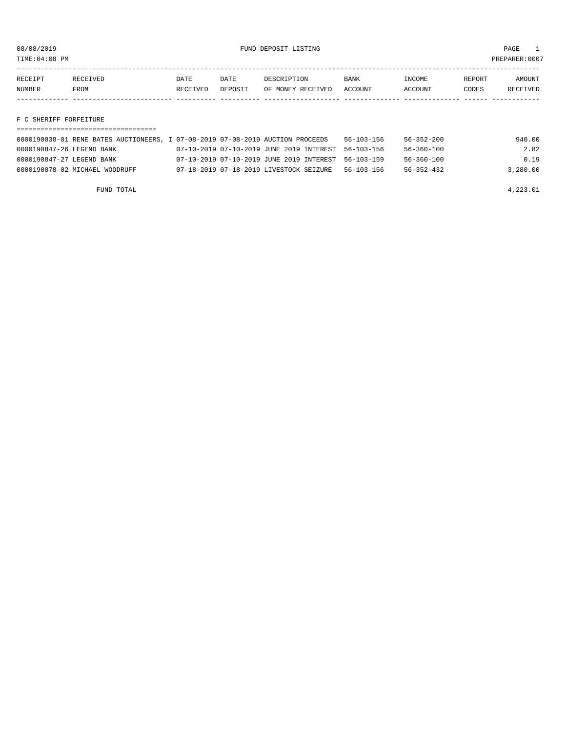08/08/2019 FUND DEPOSIT LISTING PAGE 1

TIME:04:08 PM PREPARER:0007

| RECEIPT NUMBER | RECEIVED FROM | DATE RECEIVED | DATE DEPOSIT | DESCRIPTION OF MONEY RECEIVED | BANK ACCOUNT | INCOME ACCOUNT | REPORT CODES | AMOUNT RECEIVED |
|---|---|---|---|---|---|---|---|---|

## F C SHERIFF FORFEITURE

| RECEIPT NUMBER | RECEIVED FROM | DATE RECEIVED | DATE DEPOSIT | DESCRIPTION OF MONEY RECEIVED | BANK ACCOUNT | INCOME ACCOUNT | REPORT CODES | AMOUNT RECEIVED |
|---|---|---|---|---|---|---|---|---|
| 0000190838-01 | RENE BATES AUCTIONEERS, I | 07-08-2019 | 07-08-2019 | AUCTION PROCEEDS | 56-103-156 | 56-352-200 | | 940.00 |
| 0000190847-26 | LEGEND BANK | 07-10-2019 | 07-10-2019 | JUNE 2019 INTEREST | 56-103-156 | 56-360-100 | | 2.82 |
| 0000190847-27 | LEGEND BANK | 07-10-2019 | 07-10-2019 | JUNE 2019 INTEREST | 56-103-159 | 56-360-100 | | 0.19 |
| 0000190878-02 | MICHAEL WOODRUFF | 07-18-2019 | 07-18-2019 | LIVESTOCK SEIZURE | 56-103-156 | 56-352-432 | | 3,280.00 |

FUND TOTAL 4,223.01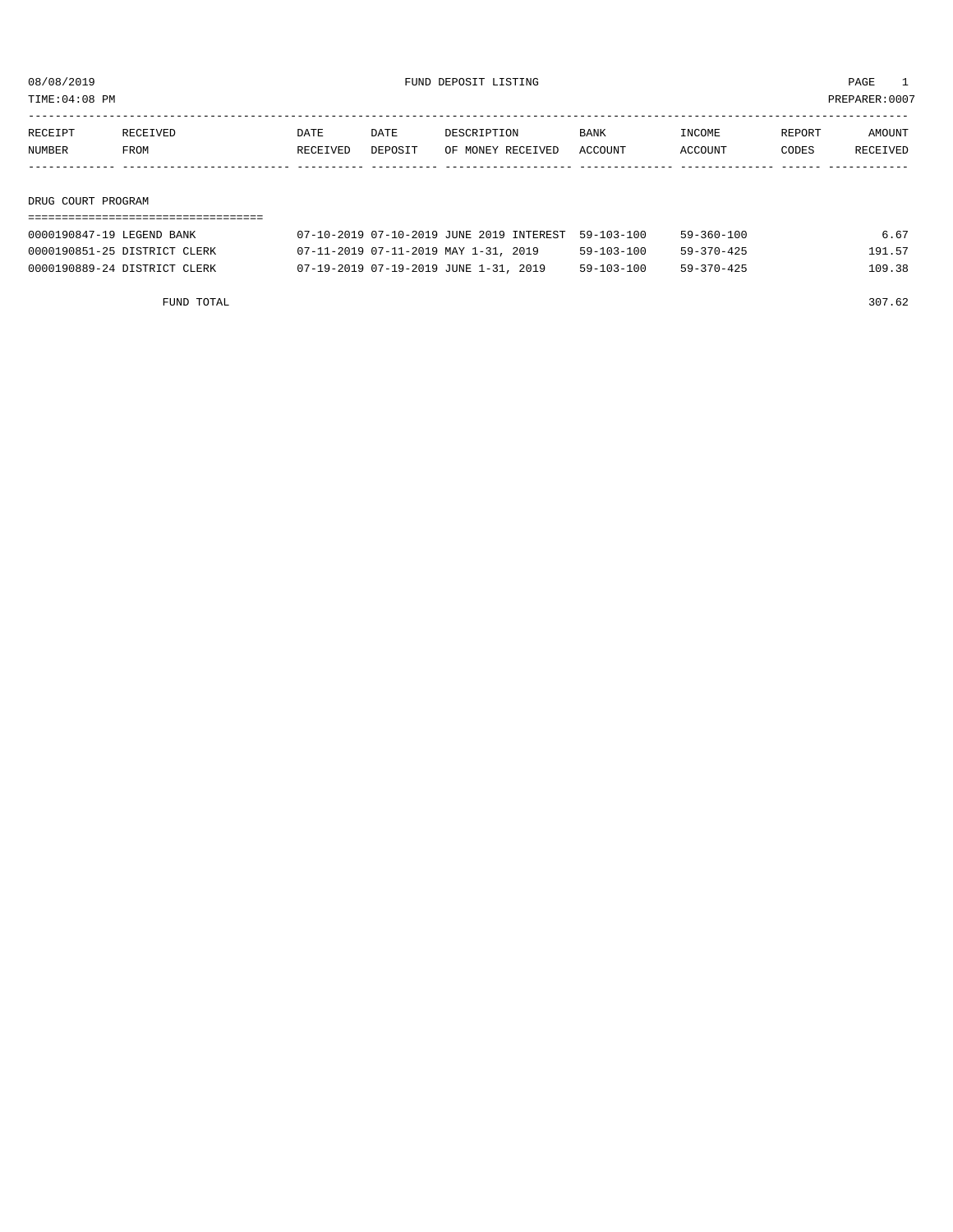08/08/2019 FUND DEPOSIT LISTING PAGE 1

TIME:04:08 PM PREPARER:0007

| RECEIPT NUMBER | RECEIVED FROM | DATE RECEIVED | DATE DEPOSIT | DESCRIPTION OF MONEY RECEIVED | BANK ACCOUNT | INCOME ACCOUNT | REPORT CODES | AMOUNT RECEIVED |
|---|---|---|---|---|---|---|---|---|
| **DRUG COURT PROGRAM** | | | | | | | | |
| 0000190847-19 | LEGEND BANK | 07-10-2019 | 07-10-2019 | JUNE 2019 INTEREST | 59-103-100 | 59-360-100 | | 6.67 |
| 0000190851-25 | DISTRICT CLERK | 07-11-2019 | 07-11-2019 | MAY 1-31, 2019 | 59-103-100 | 59-370-425 | | 191.57 |
| 0000190889-24 | DISTRICT CLERK | 07-19-2019 | 07-19-2019 | JUNE 1-31, 2019 | 59-103-100 | 59-370-425 | | 109.38 |
| | FUND TOTAL | | | | | | | 307.62 |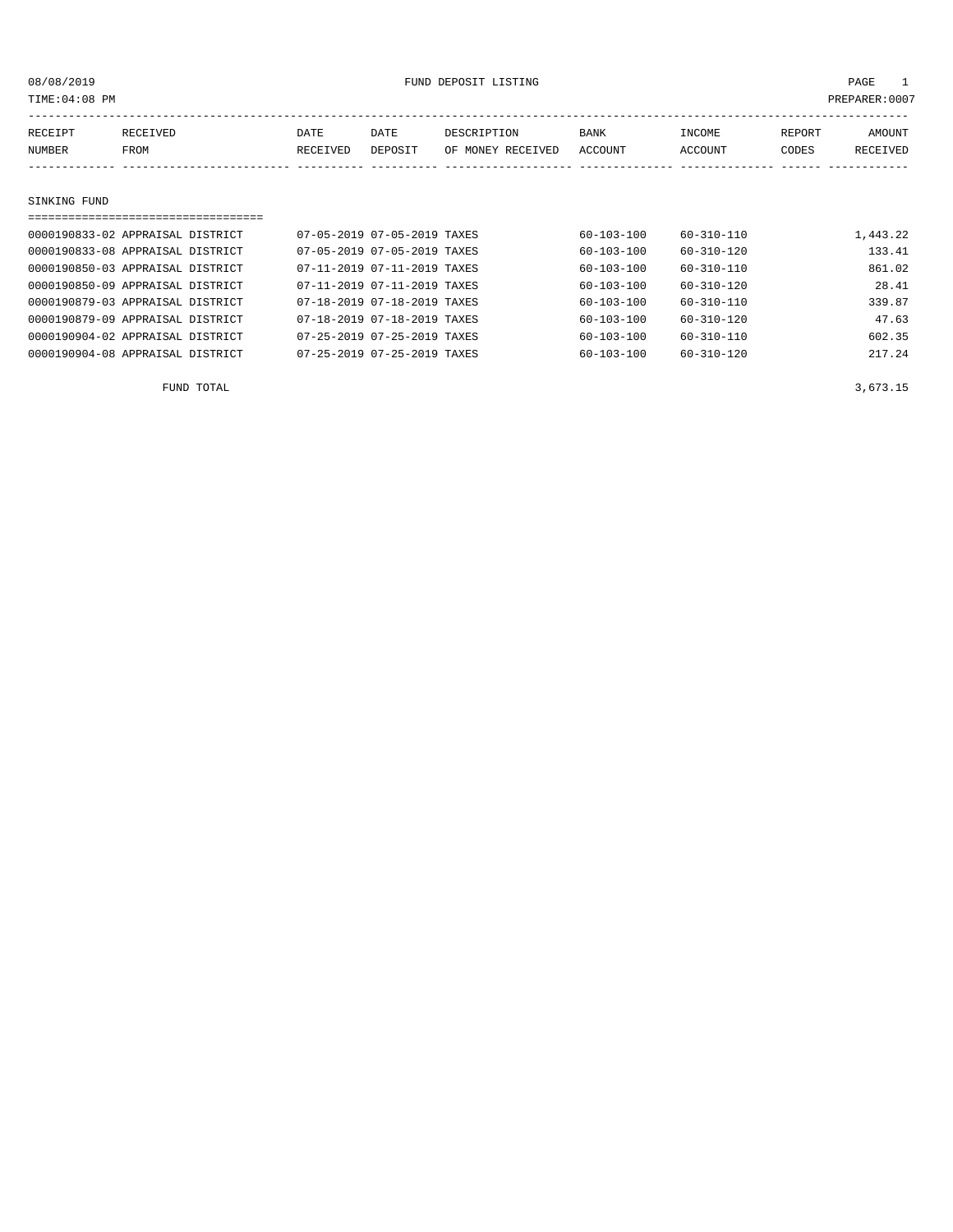08/08/2019 FUND DEPOSIT LISTING

TIME:04:08 PM PREPARER:0007

| RECEIPT NUMBER | RECEIVED FROM | DATE RECEIVED | DATE DEPOSIT | DESCRIPTION OF MONEY RECEIVED | BANK ACCOUNT | INCOME ACCOUNT | REPORT CODES | AMOUNT RECEIVED |
|---|---|---|---|---|---|---|---|---|

SINKING FUND

| RECEIPT NUMBER | RECEIVED FROM | DATE RECEIVED | DATE DEPOSIT | DESCRIPTION OF MONEY RECEIVED | BANK ACCOUNT | INCOME ACCOUNT | REPORT CODES | AMOUNT RECEIVED |
|---|---|---|---|---|---|---|---|---|
| 0000190833-02 | APPRAISAL DISTRICT | 07-05-2019 | 07-05-2019 | TAXES | 60-103-100 | 60-310-110 | | 1,443.22 |
| 0000190833-08 | APPRAISAL DISTRICT | 07-05-2019 | 07-05-2019 | TAXES | 60-103-100 | 60-310-120 | | 133.41 |
| 0000190850-03 | APPRAISAL DISTRICT | 07-11-2019 | 07-11-2019 | TAXES | 60-103-100 | 60-310-110 | | 861.02 |
| 0000190850-09 | APPRAISAL DISTRICT | 07-11-2019 | 07-11-2019 | TAXES | 60-103-100 | 60-310-120 | | 28.41 |
| 0000190879-03 | APPRAISAL DISTRICT | 07-18-2019 | 07-18-2019 | TAXES | 60-103-100 | 60-310-110 | | 339.87 |
| 0000190879-09 | APPRAISAL DISTRICT | 07-18-2019 | 07-18-2019 | TAXES | 60-103-100 | 60-310-120 | | 47.63 |
| 0000190904-02 | APPRAISAL DISTRICT | 07-25-2019 | 07-25-2019 | TAXES | 60-103-100 | 60-310-110 | | 602.35 |
| 0000190904-08 | APPRAISAL DISTRICT | 07-25-2019 | 07-25-2019 | TAXES | 60-103-100 | 60-310-120 | | 217.24 |
| | FUND TOTAL | | | | | | | 3,673.15 |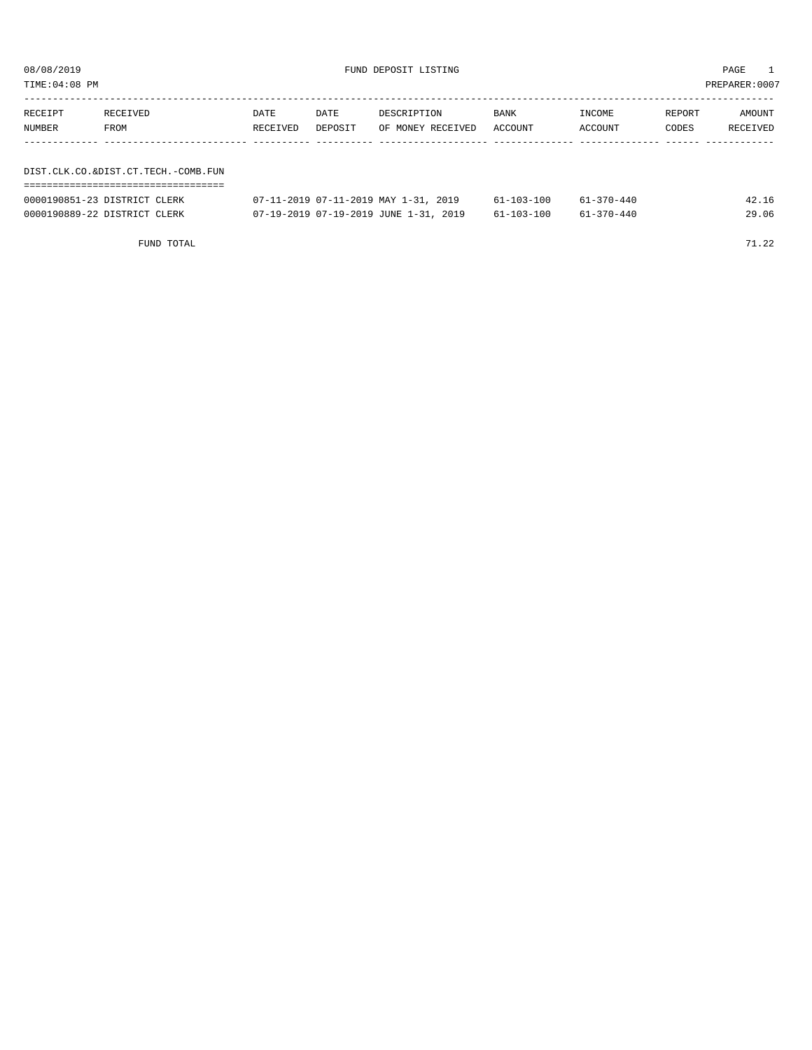08/08/2019 FUND DEPOSIT LISTING PAGE 1

TIME:04:08 PM PREPARER:0007

| RECEIPT NUMBER | RECEIVED FROM | DATE RECEIVED | DATE DEPOSIT | DESCRIPTION OF MONEY RECEIVED | BANK ACCOUNT | INCOME ACCOUNT | REPORT CODES | AMOUNT RECEIVED |
|---|---|---|---|---|---|---|---|---|
| **DIST.CLK.CO.&DIST.CT.TECH.-COMB.FUN** | | | | | | | | |
| 0000190851-23 | DISTRICT CLERK | 07-11-2019 | 07-11-2019 | MAY 1-31, 2019 | 61-103-100 | 61-370-440 | | 42.16 |
| 0000190889-22 | DISTRICT CLERK | 07-19-2019 | 07-19-2019 | JUNE 1-31, 2019 | 61-103-100 | 61-370-440 | | 29.06 |
| | FUND TOTAL | | | | | | | 71.22 |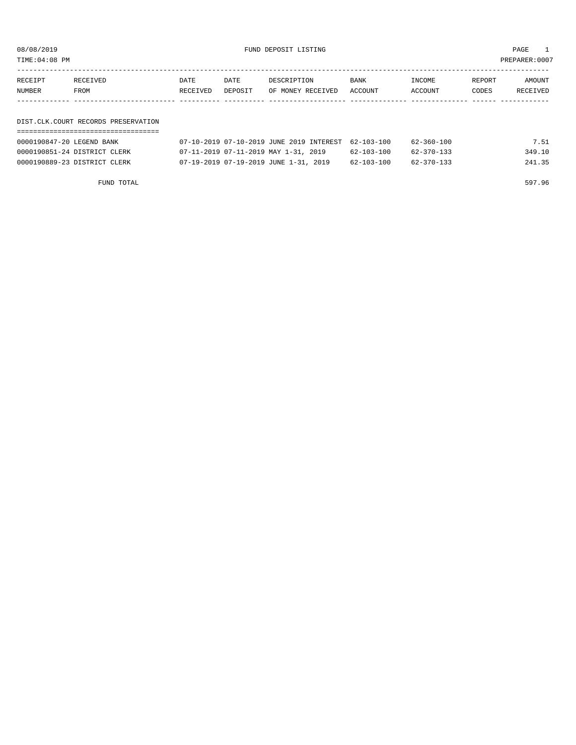08/08/2019 FUND DEPOSIT LISTING PAGE 1

TIME:04:08 PM PREPARER:0007

| RECEIPT NUMBER | RECEIVED FROM | DATE RECEIVED | DATE DEPOSIT | DESCRIPTION OF MONEY RECEIVED | BANK ACCOUNT | INCOME ACCOUNT | REPORT CODES | AMOUNT RECEIVED |
|---|---|---|---|---|---|---|---|---|

## DIST.CLK.COURT RECORDS PRESERVATION

| RECEIPT NUMBER | RECEIVED FROM | DATE RECEIVED | DATE DEPOSIT | DESCRIPTION OF MONEY RECEIVED | BANK ACCOUNT | INCOME ACCOUNT | REPORT CODES | AMOUNT RECEIVED |
|---|---|---|---|---|---|---|---|---|
| 0000190847-20 | LEGEND BANK | 07-10-2019 | 07-10-2019 | JUNE 2019 INTEREST | 62-103-100 | 62-360-100 | | 7.51 |
| 0000190851-24 | DISTRICT CLERK | 07-11-2019 | 07-11-2019 | MAY 1-31, 2019 | 62-103-100 | 62-370-133 | | 349.10 |
| 0000190889-23 | DISTRICT CLERK | 07-19-2019 | 07-19-2019 | JUNE 1-31, 2019 | 62-103-100 | 62-370-133 | | 241.35 |
| | FUND TOTAL | | | | | | | 597.96 |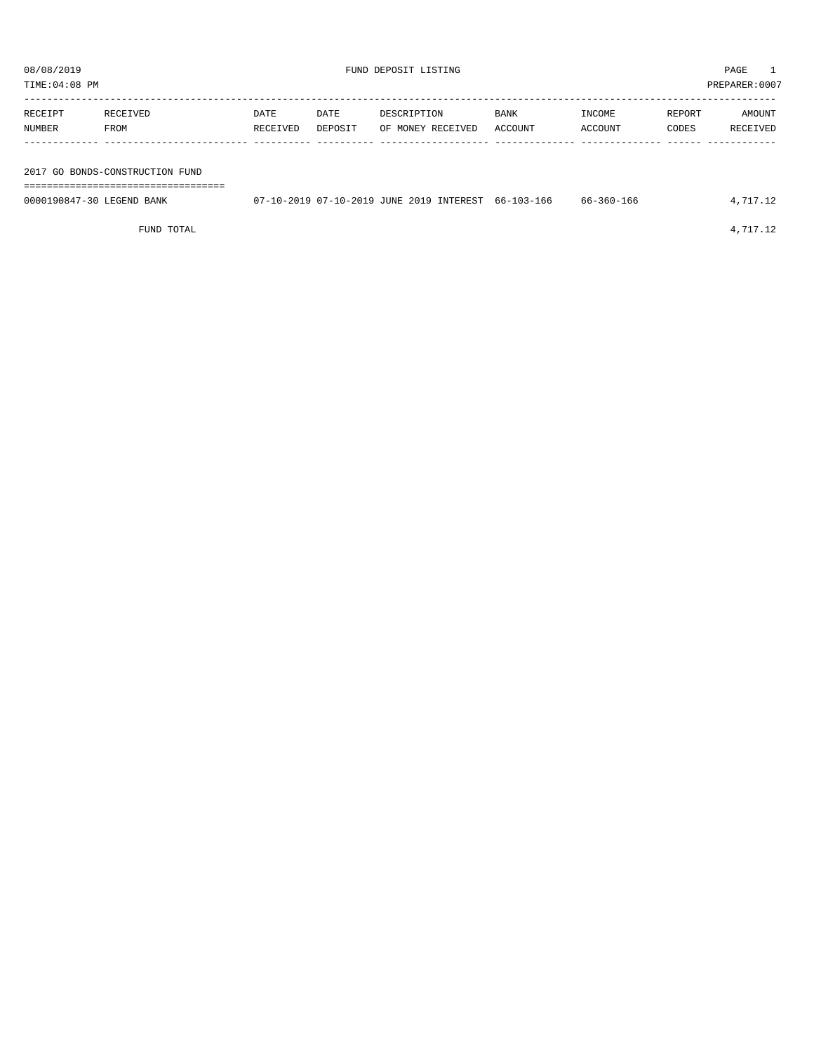08/08/2019 FUND DEPOSIT LISTING PAGE 1

TIME:04:08 PM PREPARER:0007

| RECEIPT NUMBER | RECEIVED FROM | DATE RECEIVED | DATE DEPOSIT | DESCRIPTION OF MONEY RECEIVED | BANK ACCOUNT | INCOME ACCOUNT | REPORT CODES | AMOUNT RECEIVED |
|---|---|---|---|---|---|---|---|---|
| **2017 GO BONDS-CONSTRUCTION FUND** | | | | | | | | |
| 0000190847-30 | LEGEND BANK | 07-10-2019 | 07-10-2019 | JUNE 2019 INTEREST | 66-103-166 | 66-360-166 | | 4,717.12 |
| | FUND TOTAL | | | | | | | 4,717.12 |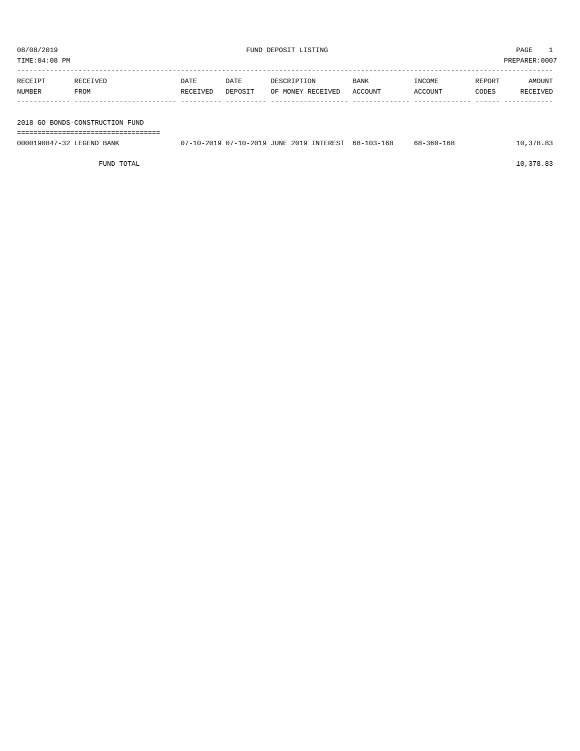08/08/2019 FUND DEPOSIT LISTING PAGE 1

TIME:04:08 PM PREPARER:0007

| RECEIPT NUMBER | RECEIVED FROM | DATE RECEIVED | DATE DEPOSIT | DESCRIPTION OF MONEY RECEIVED | BANK ACCOUNT | INCOME ACCOUNT | REPORT CODES | AMOUNT RECEIVED |
|---|---|---|---|---|---|---|---|---|
| **2018 GO BONDS-CONSTRUCTION FUND** | | | | | | | | |
| 0000190847-32 | LEGEND BANK | 07-10-2019 | 07-10-2019 | JUNE 2019 INTEREST | 68-103-168 | 68-360-168 | | 10,378.83 |
| | FUND TOTAL | | | | | | | 10,378.83 |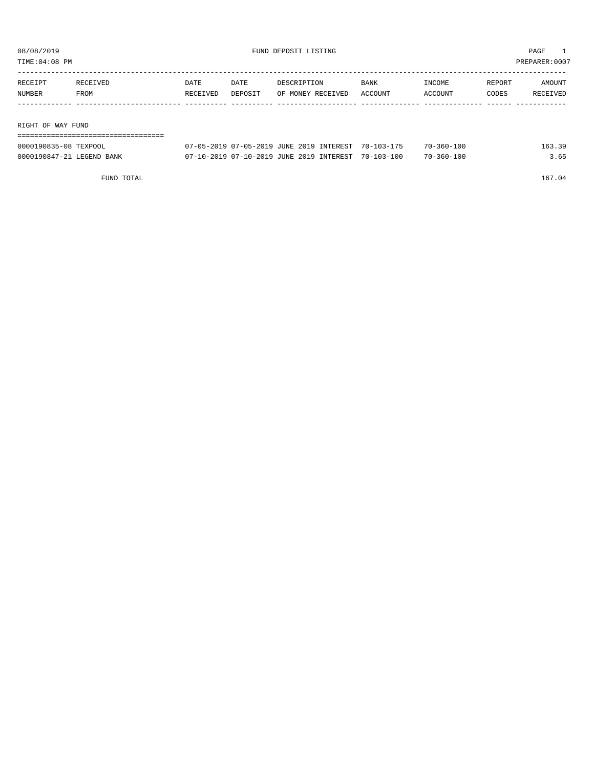08/08/2019 FUND DEPOSIT LISTING PAGE 1
TIME:04:08 PM PREPARER:0007

| RECEIPT NUMBER | RECEIVED FROM | DATE RECEIVED | DATE DEPOSIT | DESCRIPTION OF MONEY RECEIVED | BANK ACCOUNT | INCOME ACCOUNT | REPORT CODES | AMOUNT RECEIVED |
|---|---|---|---|---|---|---|---|---|
| **RIGHT OF WAY FUND** | | | | | | | | |
| 0000190835-08 | TEXPOOL | 07-05-2019 | 07-05-2019 | JUNE 2019 INTEREST | 70-103-175 | 70-360-100 | | 163.39 |
| 0000190847-21 | LEGEND BANK | 07-10-2019 | 07-10-2019 | JUNE 2019 INTEREST | 70-103-100 | 70-360-100 | | 3.65 |
| | FUND TOTAL | | | | | | | 167.04 |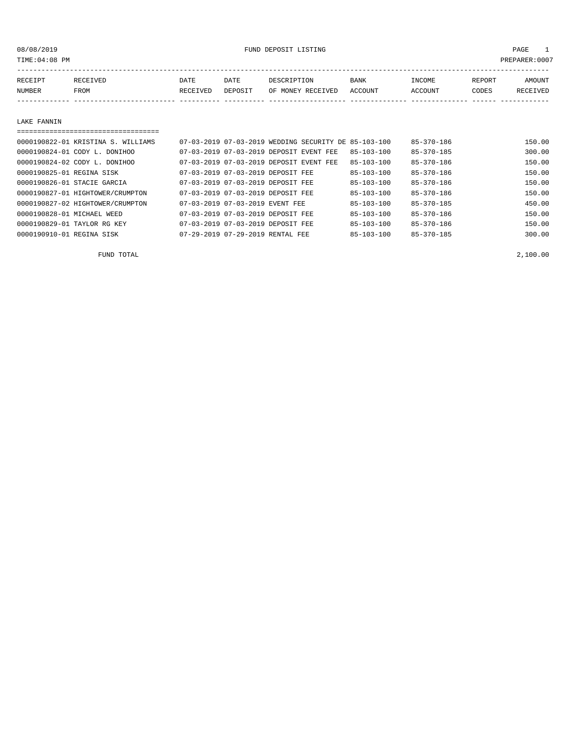08/08/2019 FUND DEPOSIT LISTING

TIME:04:08 PM PREPARER:0007

| RECEIPT NUMBER | RECEIVED FROM | DATE RECEIVED | DATE DEPOSIT | DESCRIPTION OF MONEY RECEIVED | BANK ACCOUNT | INCOME ACCOUNT | REPORT CODES | AMOUNT RECEIVED |
|---|---|---|---|---|---|---|---|---|
| **LAKE FANNIN** | | | | | | | | |
| 0000190822-01 | KRISTINA S. WILLIAMS | 07-03-2019 | 07-03-2019 | WEDDING SECURITY DE | 85-103-100 | 85-370-186 | | 150.00 |
| 0000190824-01 | CODY L. DONIHOO | 07-03-2019 | 07-03-2019 | DEPOSIT EVENT FEE | 85-103-100 | 85-370-185 | | 300.00 |
| 0000190824-02 | CODY L. DONIHOO | 07-03-2019 | 07-03-2019 | DEPOSIT EVENT FEE | 85-103-100 | 85-370-186 | | 150.00 |
| 0000190825-01 | REGINA SISK | 07-03-2019 | 07-03-2019 | DEPOSIT FEE | 85-103-100 | 85-370-186 | | 150.00 |
| 0000190826-01 | STACIE GARCIA | 07-03-2019 | 07-03-2019 | DEPOSIT FEE | 85-103-100 | 85-370-186 | | 150.00 |
| 0000190827-01 | HIGHTOWER/CRUMPTON | 07-03-2019 | 07-03-2019 | DEPOSIT FEE | 85-103-100 | 85-370-186 | | 150.00 |
| 0000190827-02 | HIGHTOWER/CRUMPTON | 07-03-2019 | 07-03-2019 | EVENT FEE | 85-103-100 | 85-370-185 | | 450.00 |
| 0000190828-01 | MICHAEL WEED | 07-03-2019 | 07-03-2019 | DEPOSIT FEE | 85-103-100 | 85-370-186 | | 150.00 |
| 0000190829-01 | TAYLOR RG KEY | 07-03-2019 | 07-03-2019 | DEPOSIT FEE | 85-103-100 | 85-370-186 | | 150.00 |
| 0000190910-01 | REGINA SISK | 07-29-2019 | 07-29-2019 | RENTAL FEE | 85-103-100 | 85-370-185 | | 300.00 |
| | FUND TOTAL | | | | | | | 2,100.00 |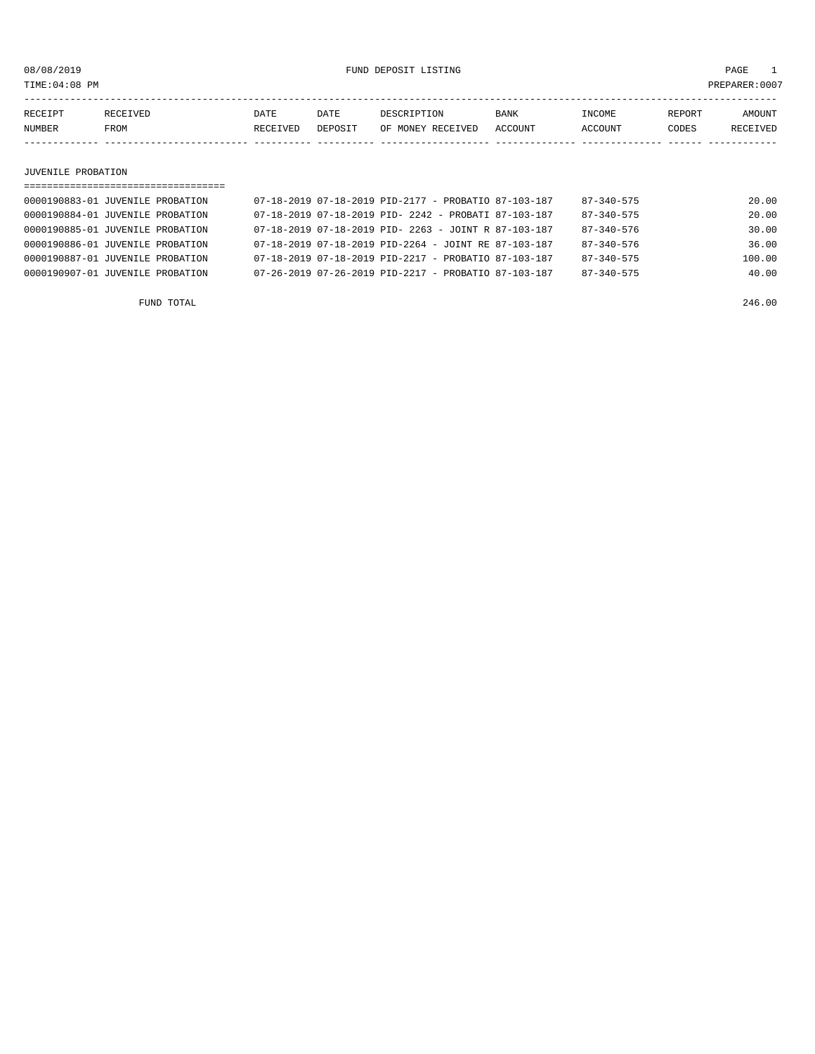08/08/2019 FUND DEPOSIT LISTING PAGE 1

TIME:04:08 PM PREPARER:0007

| RECEIPT NUMBER | RECEIVED FROM | DATE RECEIVED | DATE DEPOSIT | DESCRIPTION OF MONEY RECEIVED | BANK ACCOUNT | INCOME ACCOUNT | REPORT CODES | AMOUNT RECEIVED |
|---|---|---|---|---|---|---|---|---|

## JUVENILE PROBATION

| RECEIPT NUMBER | RECEIVED FROM | DATE RECEIVED | DATE DEPOSIT | DESCRIPTION OF MONEY RECEIVED | BANK ACCOUNT | INCOME ACCOUNT | REPORT CODES | AMOUNT RECEIVED |
|---|---|---|---|---|---|---|---|---|
| 0000190883-01 | JUVENILE PROBATION | 07-18-2019 | 07-18-2019 | PID-2177 - PROBATIO | 87-103-187 | 87-340-575 | | 20.00 |
| 0000190884-01 | JUVENILE PROBATION | 07-18-2019 | 07-18-2019 | PID- 2242 - PROBATI | 87-103-187 | 87-340-575 | | 20.00 |
| 0000190885-01 | JUVENILE PROBATION | 07-18-2019 | 07-18-2019 | PID- 2263 - JOINT R | 87-103-187 | 87-340-576 | | 30.00 |
| 0000190886-01 | JUVENILE PROBATION | 07-18-2019 | 07-18-2019 | PID-2264 - JOINT RE | 87-103-187 | 87-340-576 | | 36.00 |
| 0000190887-01 | JUVENILE PROBATION | 07-18-2019 | 07-18-2019 | PID-2217 - PROBATIO | 87-103-187 | 87-340-575 | | 100.00 |
| 0000190907-01 | JUVENILE PROBATION | 07-26-2019 | 07-26-2019 | PID-2217 - PROBATIO | 87-103-187 | 87-340-575 | | 40.00 |
| | FUND TOTAL | | | | | | | 246.00 |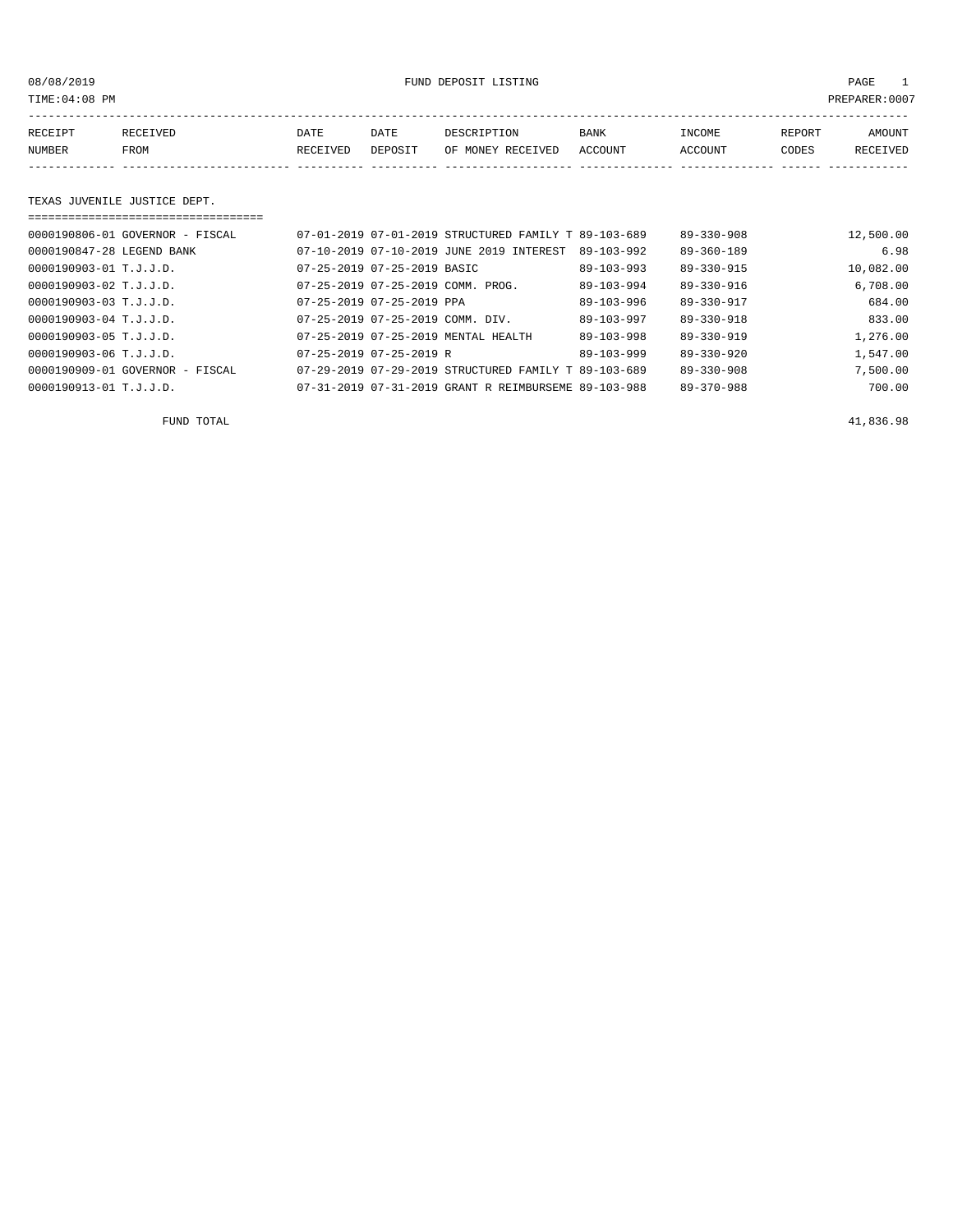08/08/2019 FUND DEPOSIT LISTING PAGE 1

TIME:04:08 PM PREPARER:0007

| RECEIPT NUMBER | RECEIVED FROM | DATE RECEIVED | DATE DEPOSIT | DESCRIPTION OF MONEY RECEIVED | BANK ACCOUNT | INCOME ACCOUNT | REPORT CODES | AMOUNT RECEIVED |
|---|---|---|---|---|---|---|---|---|

## TEXAS JUVENILE JUSTICE DEPT.

| RECEIPT NUMBER | RECEIVED FROM | DATE RECEIVED | DATE DEPOSIT | DESCRIPTION OF MONEY RECEIVED | BANK ACCOUNT | INCOME ACCOUNT | REPORT CODES | AMOUNT RECEIVED |
|---|---|---|---|---|---|---|---|---|
| 0000190806-01 | GOVERNOR - FISCAL | 07-01-2019 | 07-01-2019 | STRUCTURED FAMILY T | 89-103-689 | 89-330-908 | | 12,500.00 |
| 0000190847-28 | LEGEND BANK | 07-10-2019 | 07-10-2019 | JUNE 2019 INTEREST | 89-103-992 | 89-360-189 | | 6.98 |
| 0000190903-01 | T.J.J.D. | 07-25-2019 | 07-25-2019 | BASIC | 89-103-993 | 89-330-915 | | 10,082.00 |
| 0000190903-02 | T.J.J.D. | 07-25-2019 | 07-25-2019 | COMM. PROG. | 89-103-994 | 89-330-916 | | 6,708.00 |
| 0000190903-03 | T.J.J.D. | 07-25-2019 | 07-25-2019 | PPA | 89-103-996 | 89-330-917 | | 684.00 |
| 0000190903-04 | T.J.J.D. | 07-25-2019 | 07-25-2019 | COMM. DIV. | 89-103-997 | 89-330-918 | | 833.00 |
| 0000190903-05 | T.J.J.D. | 07-25-2019 | 07-25-2019 | MENTAL HEALTH | 89-103-998 | 89-330-919 | | 1,276.00 |
| 0000190903-06 | T.J.J.D. | 07-25-2019 | 07-25-2019 | R | 89-103-999 | 89-330-920 | | 1,547.00 |
| 0000190909-01 | GOVERNOR - FISCAL | 07-29-2019 | 07-29-2019 | STRUCTURED FAMILY T | 89-103-689 | 89-330-908 | | 7,500.00 |
| 0000190913-01 | T.J.J.D. | 07-31-2019 | 07-31-2019 | GRANT R REIMBURSEME | 89-103-988 | 89-370-988 | | 700.00 |
| | FUND TOTAL | | | | | | | 41,836.98 |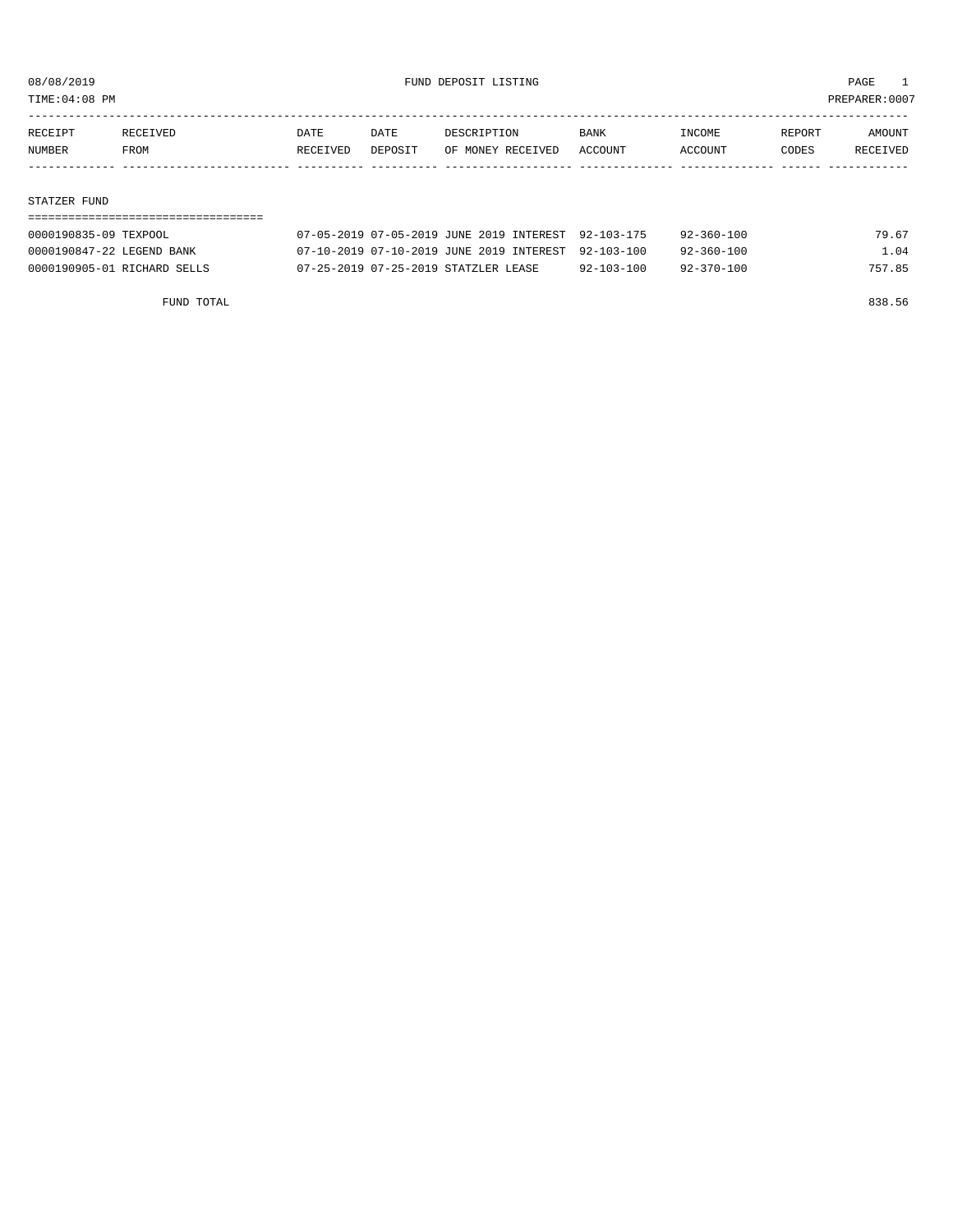08/08/2019 FUND DEPOSIT LISTING PAGE 1

TIME:04:08 PM PREPARER:0007

| RECEIPT NUMBER | RECEIVED FROM | DATE RECEIVED | DATE DEPOSIT | DESCRIPTION OF MONEY RECEIVED | BANK ACCOUNT | INCOME ACCOUNT | REPORT CODES | AMOUNT RECEIVED |
|---|---|---|---|---|---|---|---|---|

## STATZER FUND

| RECEIPT NUMBER | RECEIVED FROM | DATE RECEIVED | DATE DEPOSIT | DESCRIPTION OF MONEY RECEIVED | BANK ACCOUNT | INCOME ACCOUNT | REPORT CODES | AMOUNT RECEIVED |
|---|---|---|---|---|---|---|---|---|
| 0000190835-09 | TEXPOOL | 07-05-2019 | 07-05-2019 | JUNE 2019 INTEREST | 92-103-175 | 92-360-100 | | 79.67 |
| 0000190847-22 | LEGEND BANK | 07-10-2019 | 07-10-2019 | JUNE 2019 INTEREST | 92-103-100 | 92-360-100 | | 1.04 |
| 0000190905-01 | RICHARD SELLS | 07-25-2019 | 07-25-2019 | STATZLER LEASE | 92-103-100 | 92-370-100 | | 757.85 |
| | FUND TOTAL | | | | | | | 838.56 |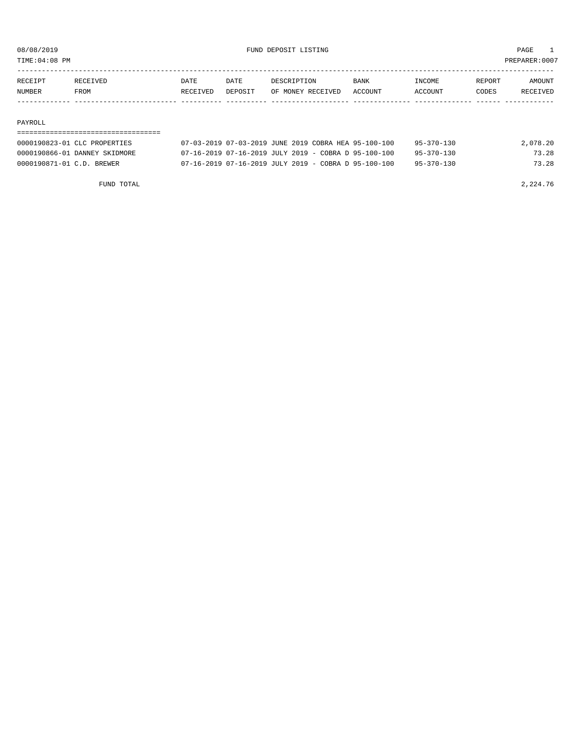08/08/2019 FUND DEPOSIT LISTING

TIME:04:08 PM PREPARER:0007

| RECEIPT NUMBER | RECEIVED FROM | DATE RECEIVED | DATE DEPOSIT | DESCRIPTION OF MONEY RECEIVED | BANK ACCOUNT | INCOME ACCOUNT | REPORT CODES | AMOUNT RECEIVED |
|---|---|---|---|---|---|---|---|---|

PAYROLL

| RECEIPT NUMBER | RECEIVED FROM | DATE RECEIVED | DATE DEPOSIT | DESCRIPTION OF MONEY RECEIVED | BANK ACCOUNT | INCOME ACCOUNT | REPORT CODES | AMOUNT RECEIVED |
|---|---|---|---|---|---|---|---|---|
| 0000190823-01 | CLC PROPERTIES | 07-03-2019 | 07-03-2019 | JUNE 2019 COBRA HEA | 95-100-100 | 95-370-130 | | 2,078.20 |
| 0000190866-01 | DANNEY SKIDMORE | 07-16-2019 | 07-16-2019 | JULY 2019 - COBRA D | 95-100-100 | 95-370-130 | | 73.28 |
| 0000190871-01 | C.D. BREWER | 07-16-2019 | 07-16-2019 | JULY 2019 - COBRA D | 95-100-100 | 95-370-130 | | 73.28 |
| | FUND TOTAL | | | | | | | 2,224.76 |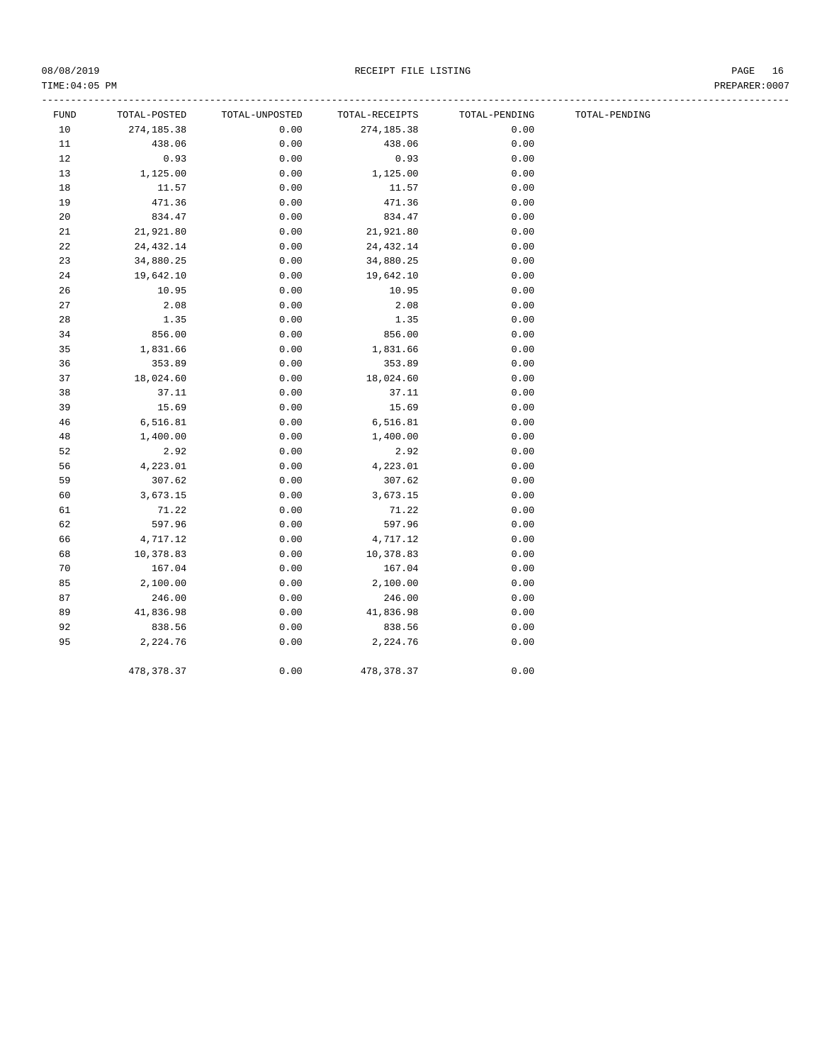08/08/2019 RECEIPT FILE LISTING

TIME:04:05 PM PREPARER:0007

| FUND | TOTAL-POSTED | TOTAL-UNPOSTED | TOTAL-RECEIPTS | TOTAL-PENDING | TOTAL-PENDING |
|---|---|---|---|---|---|
| 10 | 274,185.38 | 0.00 | 274,185.38 | 0.00 | |
| 11 | 438.06 | 0.00 | 438.06 | 0.00 | |
| 12 | 0.93 | 0.00 | 0.93 | 0.00 | |
| 13 | 1,125.00 | 0.00 | 1,125.00 | 0.00 | |
| 18 | 11.57 | 0.00 | 11.57 | 0.00 | |
| 19 | 471.36 | 0.00 | 471.36 | 0.00 | |
| 20 | 834.47 | 0.00 | 834.47 | 0.00 | |
| 21 | 21,921.80 | 0.00 | 21,921.80 | 0.00 | |
| 22 | 24,432.14 | 0.00 | 24,432.14 | 0.00 | |
| 23 | 34,880.25 | 0.00 | 34,880.25 | 0.00 | |
| 24 | 19,642.10 | 0.00 | 19,642.10 | 0.00 | |
| 26 | 10.95 | 0.00 | 10.95 | 0.00 | |
| 27 | 2.08 | 0.00 | 2.08 | 0.00 | |
| 28 | 1.35 | 0.00 | 1.35 | 0.00 | |
| 34 | 856.00 | 0.00 | 856.00 | 0.00 | |
| 35 | 1,831.66 | 0.00 | 1,831.66 | 0.00 | |
| 36 | 353.89 | 0.00 | 353.89 | 0.00 | |
| 37 | 18,024.60 | 0.00 | 18,024.60 | 0.00 | |
| 38 | 37.11 | 0.00 | 37.11 | 0.00 | |
| 39 | 15.69 | 0.00 | 15.69 | 0.00 | |
| 46 | 6,516.81 | 0.00 | 6,516.81 | 0.00 | |
| 48 | 1,400.00 | 0.00 | 1,400.00 | 0.00 | |
| 52 | 2.92 | 0.00 | 2.92 | 0.00 | |
| 56 | 4,223.01 | 0.00 | 4,223.01 | 0.00 | |
| 59 | 307.62 | 0.00 | 307.62 | 0.00 | |
| 60 | 3,673.15 | 0.00 | 3,673.15 | 0.00 | |
| 61 | 71.22 | 0.00 | 71.22 | 0.00 | |
| 62 | 597.96 | 0.00 | 597.96 | 0.00 | |
| 66 | 4,717.12 | 0.00 | 4,717.12 | 0.00 | |
| 68 | 10,378.83 | 0.00 | 10,378.83 | 0.00 | |
| 70 | 167.04 | 0.00 | 167.04 | 0.00 | |
| 85 | 2,100.00 | 0.00 | 2,100.00 | 0.00 | |
| 87 | 246.00 | 0.00 | 246.00 | 0.00 | |
| 89 | 41,836.98 | 0.00 | 41,836.98 | 0.00 | |
| 92 | 838.56 | 0.00 | 838.56 | 0.00 | |
| 95 | 2,224.76 | 0.00 | 2,224.76 | 0.00 | |
| | 478,378.37 | 0.00 | 478,378.37 | 0.00 | |